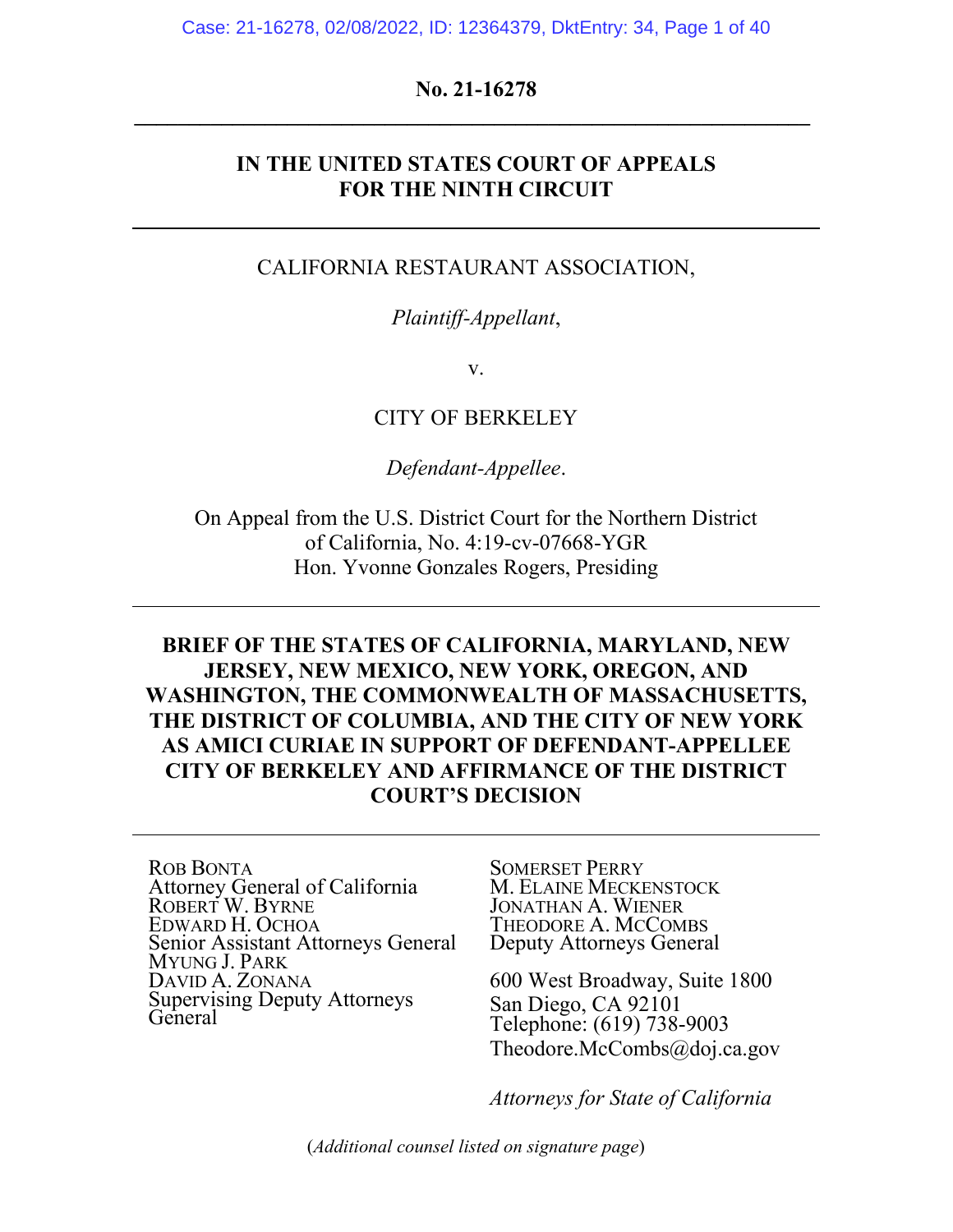**No. 21-16278**

---

**IN THE UNITED STATES COURT OF APPEALS FOR THE NINTH CIRCUIT**

---

CALIFORNIA RESTAURANT ASSOCIATION,

*Plaintiff-Appellant*,

v.

CITY OF BERKELEY

*Defendant-Appellee*.

On Appeal from the U.S. District Court for the Northern District of California, No. 4:19-cv-07668-YGR
Hon. Yvonne Gonzales Rogers, Presiding

---

**BRIEF OF THE STATES OF CALIFORNIA, MARYLAND, NEW JERSEY, NEW MEXICO, NEW YORK, OREGON, AND WASHINGTON, THE COMMONWEALTH OF MASSACHUSETTS, THE DISTRICT OF COLUMBIA, AND THE CITY OF NEW YORK AS AMICI CURIAE IN SUPPORT OF DEFENDANT-APPELLEE CITY OF BERKELEY AND AFFIRMANCE OF THE DISTRICT COURT'S DECISION**

---

ROB BONTA
Attorney General of California
ROBERT W. BYRNE
EDWARD H. OCHOA
Senior Assistant Attorneys General
MYUNG J. PARK
DAVID A. ZONANA
Supervising Deputy Attorneys General

SOMERSET PERRY
M. ELAINE MECKENSTOCK
JONATHAN A. WIENER
THEODORE A. MCCOMBS
Deputy Attorneys General

600 West Broadway, Suite 1800
San Diego, CA 92101
Telephone: (619) 738-9003
Theodore.McCombs@doj.ca.gov

*Attorneys for State of California*

(*Additional counsel listed on signature page*)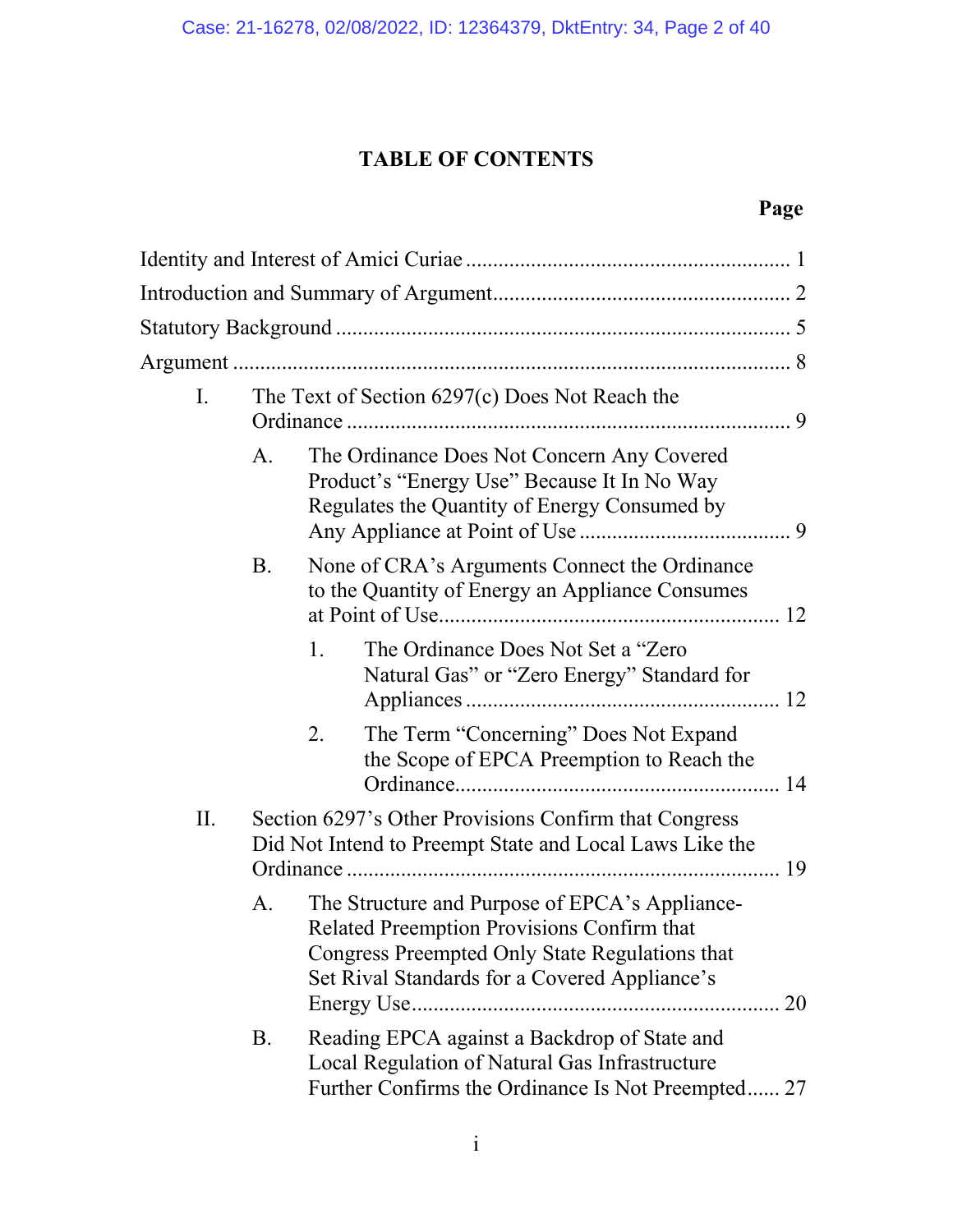# TABLE OF CONTENTS

**Page**

Identity and Interest of Amici Curiae ............................................................ 1

Introduction and Summary of Argument....................................................... 2

Statutory Background .................................................................................... 5

Argument ....................................................................................................... 8

- I. The Text of Section 6297(c) Does Not Reach the Ordinance ................................................................................. 9
  - A. The Ordinance Does Not Concern Any Covered Product's "Energy Use" Because It In No Way Regulates the Quantity of Energy Consumed by Any Appliance at Point of Use ....................................... 9
  - B. None of CRA's Arguments Connect the Ordinance to the Quantity of Energy an Appliance Consumes at Point of Use.............................................................. 12
    - 1. The Ordinance Does Not Set a "Zero Natural Gas" or "Zero Energy" Standard for Appliances ........................................................ 12
    - 2. The Term "Concerning" Does Not Expand the Scope of EPCA Preemption to Reach the Ordinance........................................................... 14
- II. Section 6297's Other Provisions Confirm that Congress Did Not Intend to Preempt State and Local Laws Like the Ordinance ............................................................................... 19
  - A. The Structure and Purpose of EPCA's Appliance-Related Preemption Provisions Confirm that Congress Preempted Only State Regulations that Set Rival Standards for a Covered Appliance's Energy Use.................................................................. 20
  - B. Reading EPCA against a Backdrop of State and Local Regulation of Natural Gas Infrastructure Further Confirms the Ordinance Is Not Preempted...... 27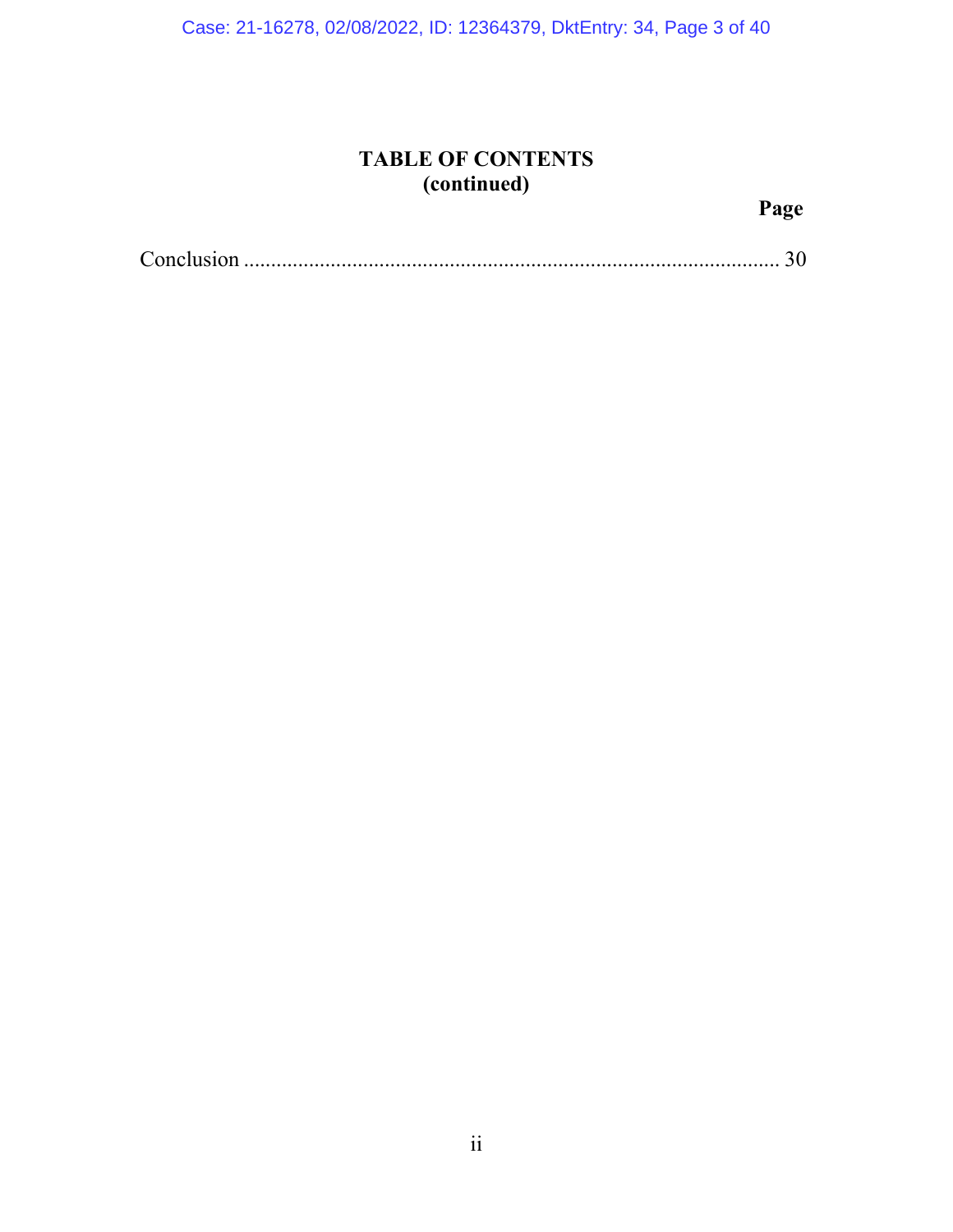## TABLE OF CONTENTS
## (continued)

**Page**

Conclusion ................................................................................................... 30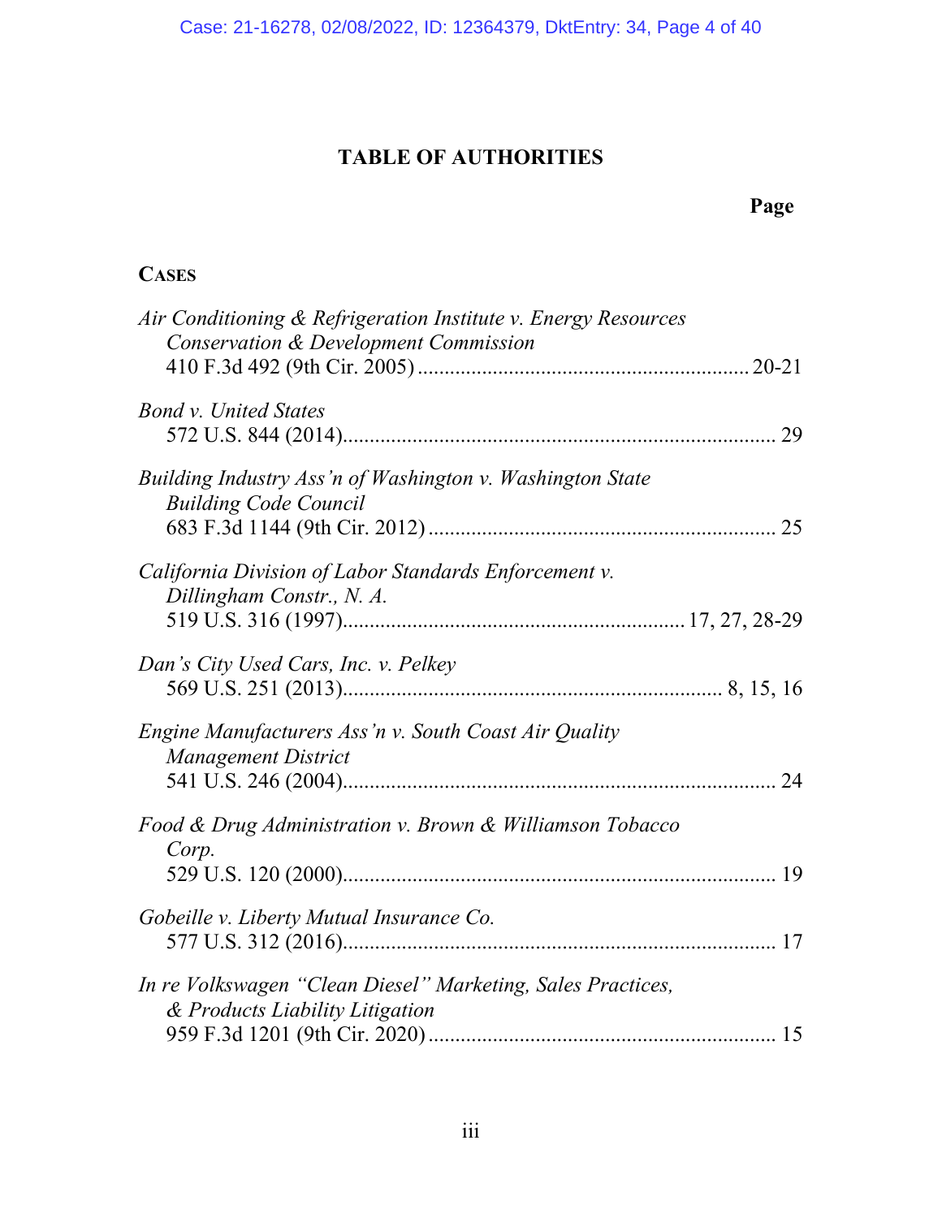# TABLE OF AUTHORITIES

**Page**

**CASES**

*Air Conditioning & Refrigeration Institute v. Energy Resources Conservation & Development Commission*
410 F.3d 492 (9th Cir. 2005) ........................................................... 20-21

*Bond v. United States*
572 U.S. 844 (2014)............................................................................. 29

*Building Industry Ass'n of Washington v. Washington State Building Code Council*
683 F.3d 1144 (9th Cir. 2012) ............................................................. 25

*California Division of Labor Standards Enforcement v. Dillingham Constr., N. A.*
519 U.S. 316 (1997)............................................................ 17, 27, 28-29

*Dan's City Used Cars, Inc. v. Pelkey*
569 U.S. 251 (2013).................................................................... 8, 15, 16

*Engine Manufacturers Ass'n v. South Coast Air Quality Management District*
541 U.S. 246 (2004)............................................................................. 24

*Food & Drug Administration v. Brown & Williamson Tobacco Corp.*
529 U.S. 120 (2000)............................................................................. 19

*Gobeille v. Liberty Mutual Insurance Co.*
577 U.S. 312 (2016)............................................................................. 17

*In re Volkswagen "Clean Diesel" Marketing, Sales Practices, & Products Liability Litigation*
959 F.3d 1201 (9th Cir. 2020) ............................................................. 15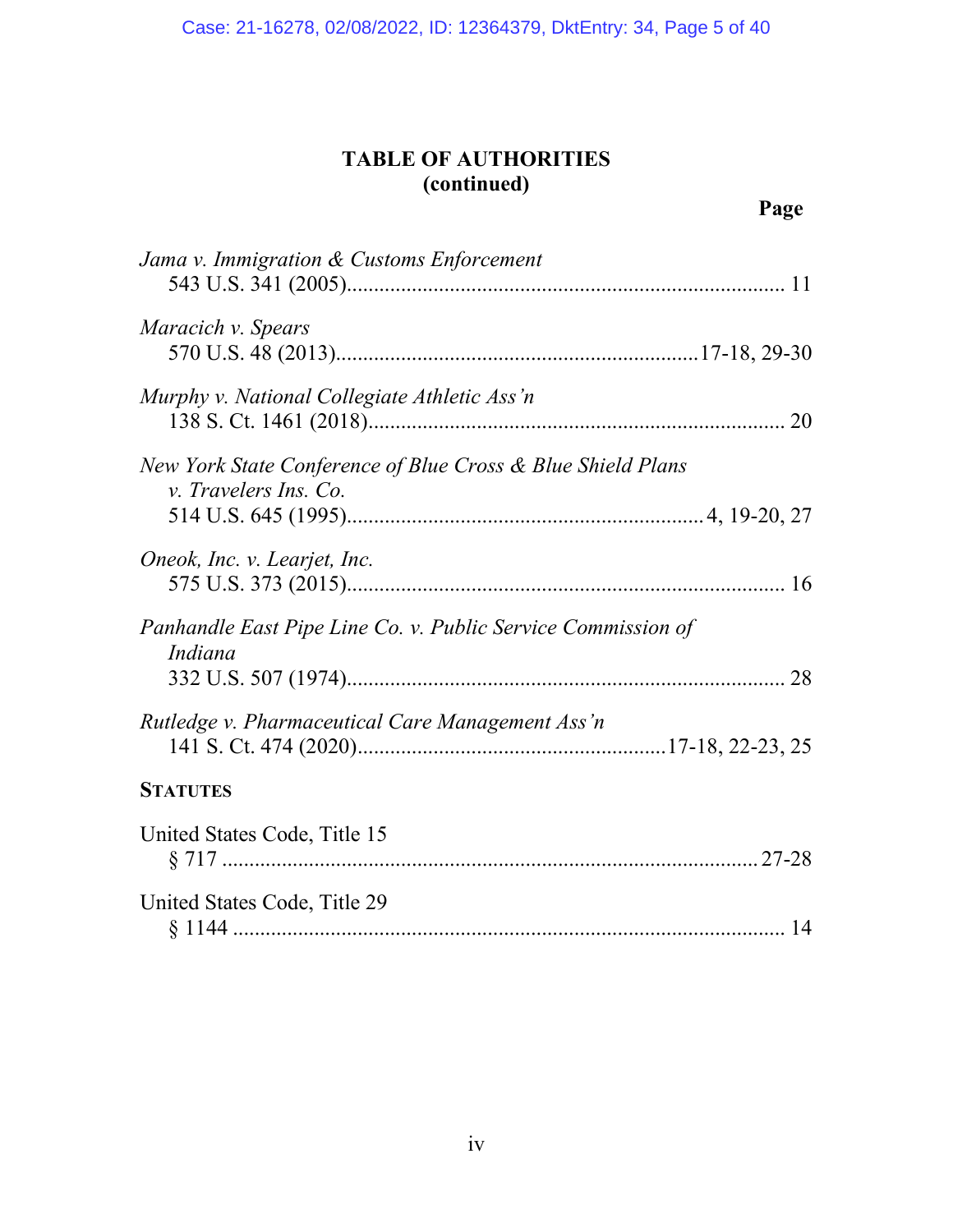# TABLE OF AUTHORITIES
## (continued)

**Page**

*Jama v. Immigration & Customs Enforcement*
543 U.S. 341 (2005)................................................................................ 11

*Maracich v. Spears*
570 U.S. 48 (2013)..................................................................17-18, 29-30

*Murphy v. National Collegiate Athletic Ass'n*
138 S. Ct. 1461 (2018)............................................................................ 20

*New York State Conference of Blue Cross & Blue Shield Plans v. Travelers Ins. Co.*
514 U.S. 645 (1995)................................................................4, 19-20, 27

*Oneok, Inc. v. Learjet, Inc.*
575 U.S. 373 (2015)................................................................................ 16

*Panhandle East Pipe Line Co. v. Public Service Commission of Indiana*
332 U.S. 507 (1974)................................................................................ 28

*Rutledge v. Pharmaceutical Care Management Ass'n*
141 S. Ct. 474 (2020).......................................................17-18, 22-23, 25

**STATUTES**

United States Code, Title 15
§ 717 ..................................................................................................27-28

United States Code, Title 29
§ 1144 ..................................................................................................... 14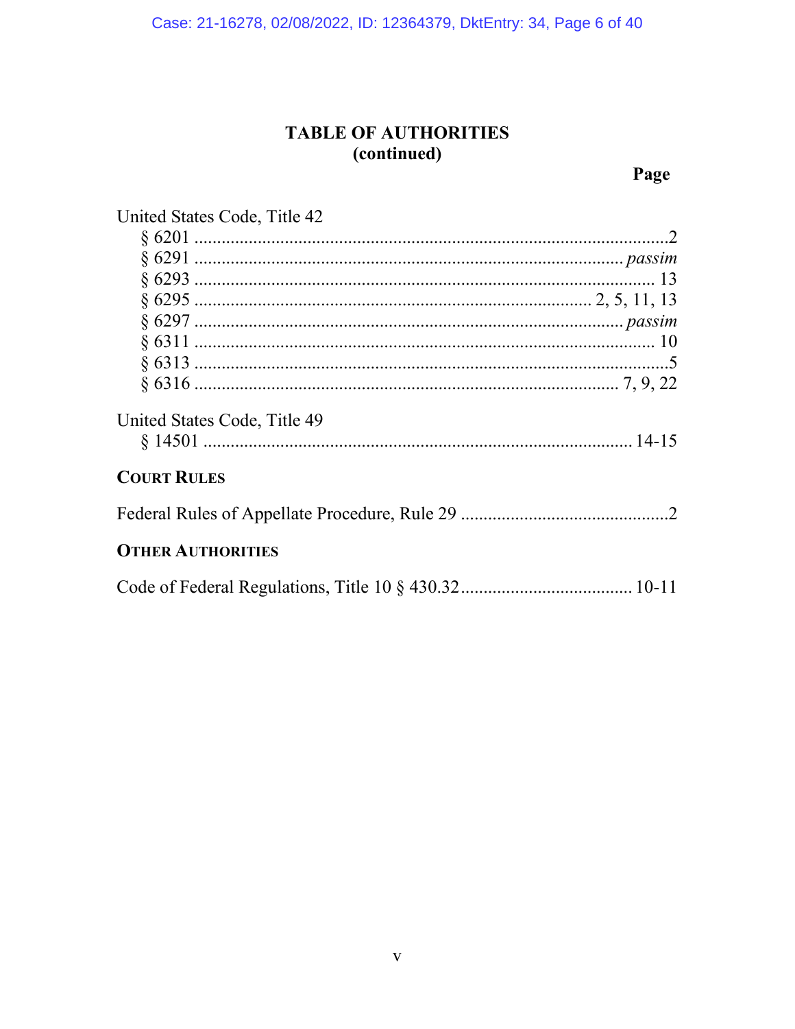# TABLE OF AUTHORITIES
## (continued)

**Page**

United States Code, Title 42

- § 6201 ........................................................................................................2
- § 6291 ................................................................................................ *passim*
- § 6293 ...................................................................................................... 13
- § 6295 .................................................................................... 2, 5, 11, 13
- § 6297 ................................................................................................ *passim*
- § 6311 ...................................................................................................... 10
- § 6313 ........................................................................................................5
- § 6316 ........................................................................................... 7, 9, 22

United States Code, Title 49

- § 14501 ................................................................................................ 14-15

**COURT RULES**

Federal Rules of Appellate Procedure, Rule 29 ..............................................2

**OTHER AUTHORITIES**

Code of Federal Regulations, Title 10 § 430.32..................................... 10-11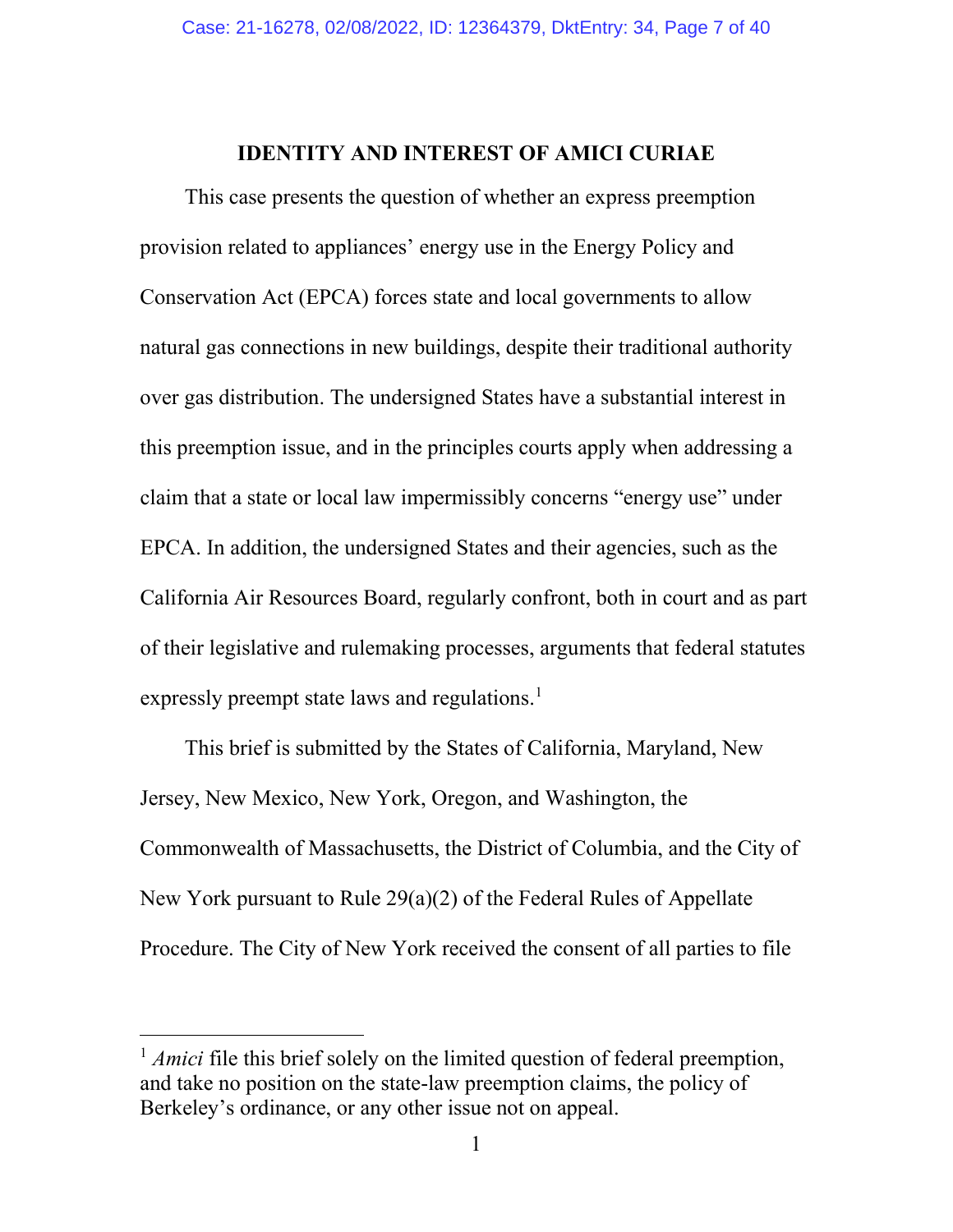## IDENTITY AND INTEREST OF AMICI CURIAE

This case presents the question of whether an express preemption provision related to appliances' energy use in the Energy Policy and Conservation Act (EPCA) forces state and local governments to allow natural gas connections in new buildings, despite their traditional authority over gas distribution. The undersigned States have a substantial interest in this preemption issue, and in the principles courts apply when addressing a claim that a state or local law impermissibly concerns "energy use" under EPCA. In addition, the undersigned States and their agencies, such as the California Air Resources Board, regularly confront, both in court and as part of their legislative and rulemaking processes, arguments that federal statutes expressly preempt state laws and regulations.[1]

This brief is submitted by the States of California, Maryland, New Jersey, New Mexico, New York, Oregon, and Washington, the Commonwealth of Massachusetts, the District of Columbia, and the City of New York pursuant to Rule 29(a)(2) of the Federal Rules of Appellate Procedure. The City of New York received the consent of all parties to file

[1] *Amici* file this brief solely on the limited question of federal preemption, and take no position on the state-law preemption claims, the policy of Berkeley's ordinance, or any other issue not on appeal.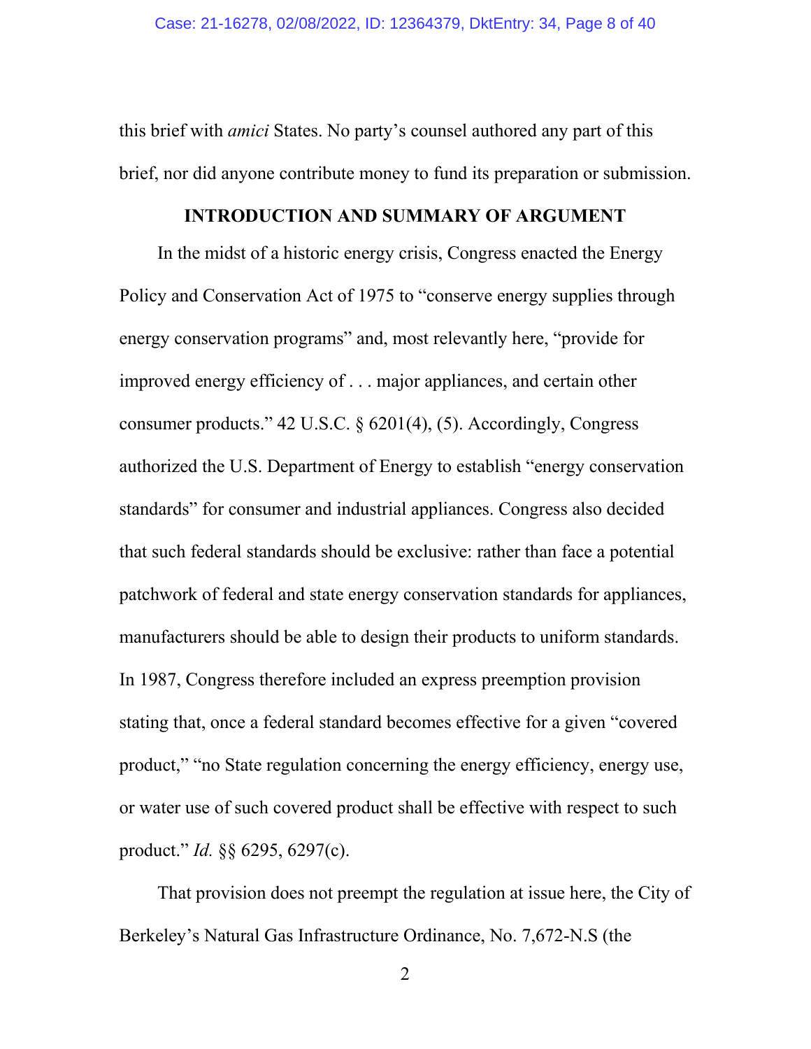this brief with *amici* States. No party's counsel authored any part of this brief, nor did anyone contribute money to fund its preparation or submission.

## INTRODUCTION AND SUMMARY OF ARGUMENT

In the midst of a historic energy crisis, Congress enacted the Energy Policy and Conservation Act of 1975 to "conserve energy supplies through energy conservation programs" and, most relevantly here, "provide for improved energy efficiency of . . . major appliances, and certain other consumer products." 42 U.S.C. § 6201(4), (5). Accordingly, Congress authorized the U.S. Department of Energy to establish "energy conservation standards" for consumer and industrial appliances. Congress also decided that such federal standards should be exclusive: rather than face a potential patchwork of federal and state energy conservation standards for appliances, manufacturers should be able to design their products to uniform standards. In 1987, Congress therefore included an express preemption provision stating that, once a federal standard becomes effective for a given "covered product," "no State regulation concerning the energy efficiency, energy use, or water use of such covered product shall be effective with respect to such product." *Id.* §§ 6295, 6297(c).

That provision does not preempt the regulation at issue here, the City of Berkeley's Natural Gas Infrastructure Ordinance, No. 7,672-N.S (the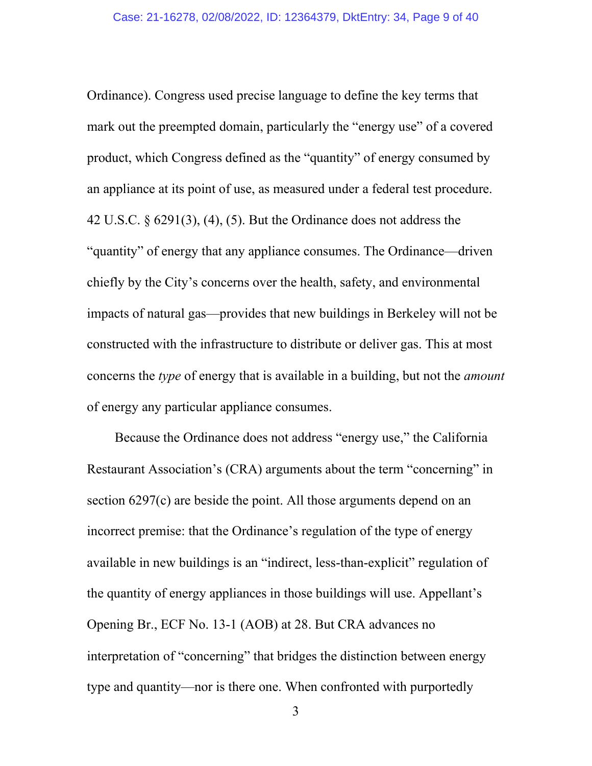Ordinance). Congress used precise language to define the key terms that mark out the preempted domain, particularly the "energy use" of a covered product, which Congress defined as the "quantity" of energy consumed by an appliance at its point of use, as measured under a federal test procedure. 42 U.S.C. § 6291(3), (4), (5). But the Ordinance does not address the "quantity" of energy that any appliance consumes. The Ordinance—driven chiefly by the City's concerns over the health, safety, and environmental impacts of natural gas—provides that new buildings in Berkeley will not be constructed with the infrastructure to distribute or deliver gas. This at most concerns the *type* of energy that is available in a building, but not the *amount* of energy any particular appliance consumes.

Because the Ordinance does not address "energy use," the California Restaurant Association's (CRA) arguments about the term "concerning" in section 6297(c) are beside the point. All those arguments depend on an incorrect premise: that the Ordinance's regulation of the type of energy available in new buildings is an "indirect, less-than-explicit" regulation of the quantity of energy appliances in those buildings will use. Appellant's Opening Br., ECF No. 13-1 (AOB) at 28. But CRA advances no interpretation of "concerning" that bridges the distinction between energy type and quantity—nor is there one. When confronted with purportedly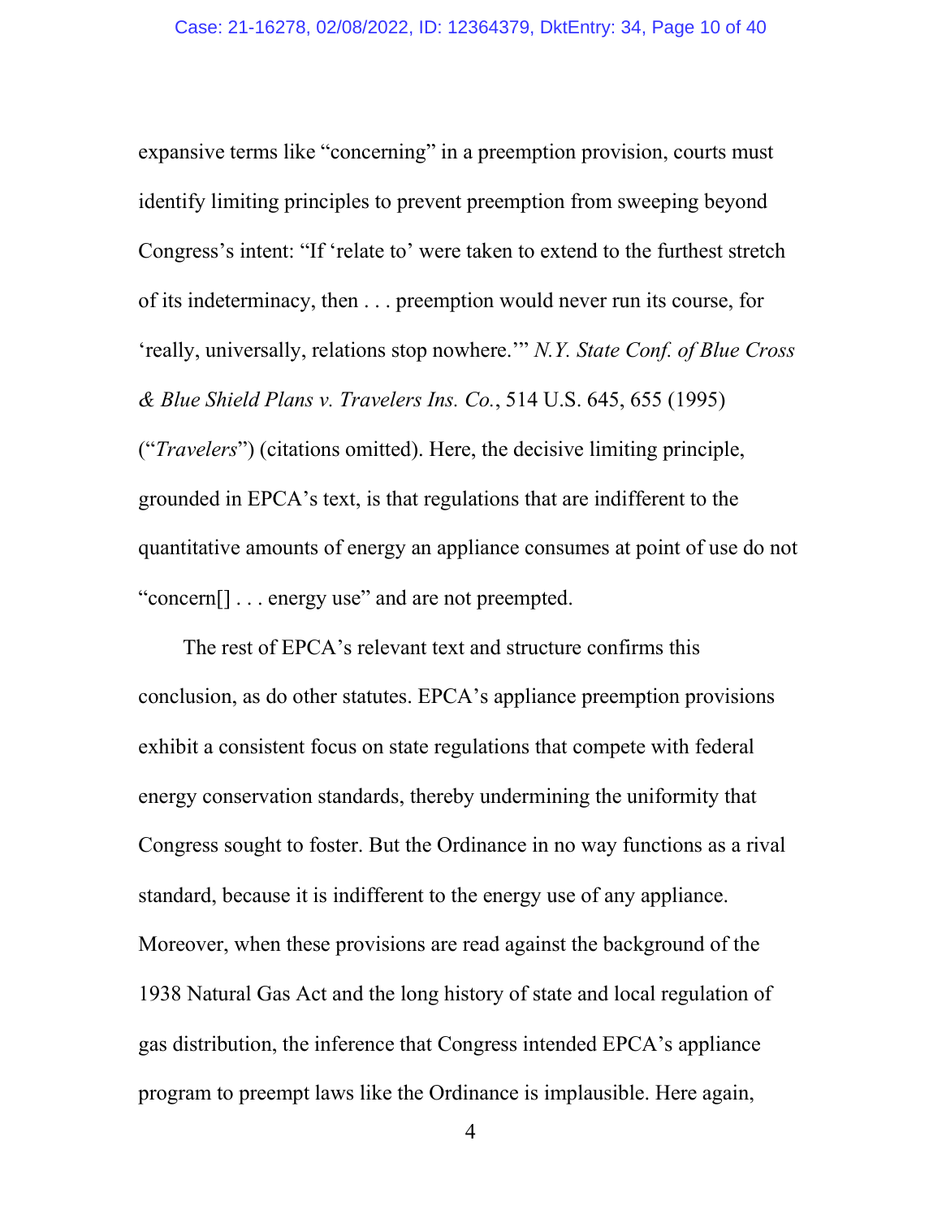expansive terms like "concerning" in a preemption provision, courts must identify limiting principles to prevent preemption from sweeping beyond Congress's intent: "If 'relate to' were taken to extend to the furthest stretch of its indeterminacy, then . . . preemption would never run its course, for 'really, universally, relations stop nowhere.'" *N.Y. State Conf. of Blue Cross & Blue Shield Plans v. Travelers Ins. Co.*, 514 U.S. 645, 655 (1995) ("*Travelers*") (citations omitted). Here, the decisive limiting principle, grounded in EPCA's text, is that regulations that are indifferent to the quantitative amounts of energy an appliance consumes at point of use do not "concern[] . . . energy use" and are not preempted.

The rest of EPCA's relevant text and structure confirms this conclusion, as do other statutes. EPCA's appliance preemption provisions exhibit a consistent focus on state regulations that compete with federal energy conservation standards, thereby undermining the uniformity that Congress sought to foster. But the Ordinance in no way functions as a rival standard, because it is indifferent to the energy use of any appliance. Moreover, when these provisions are read against the background of the 1938 Natural Gas Act and the long history of state and local regulation of gas distribution, the inference that Congress intended EPCA's appliance program to preempt laws like the Ordinance is implausible. Here again,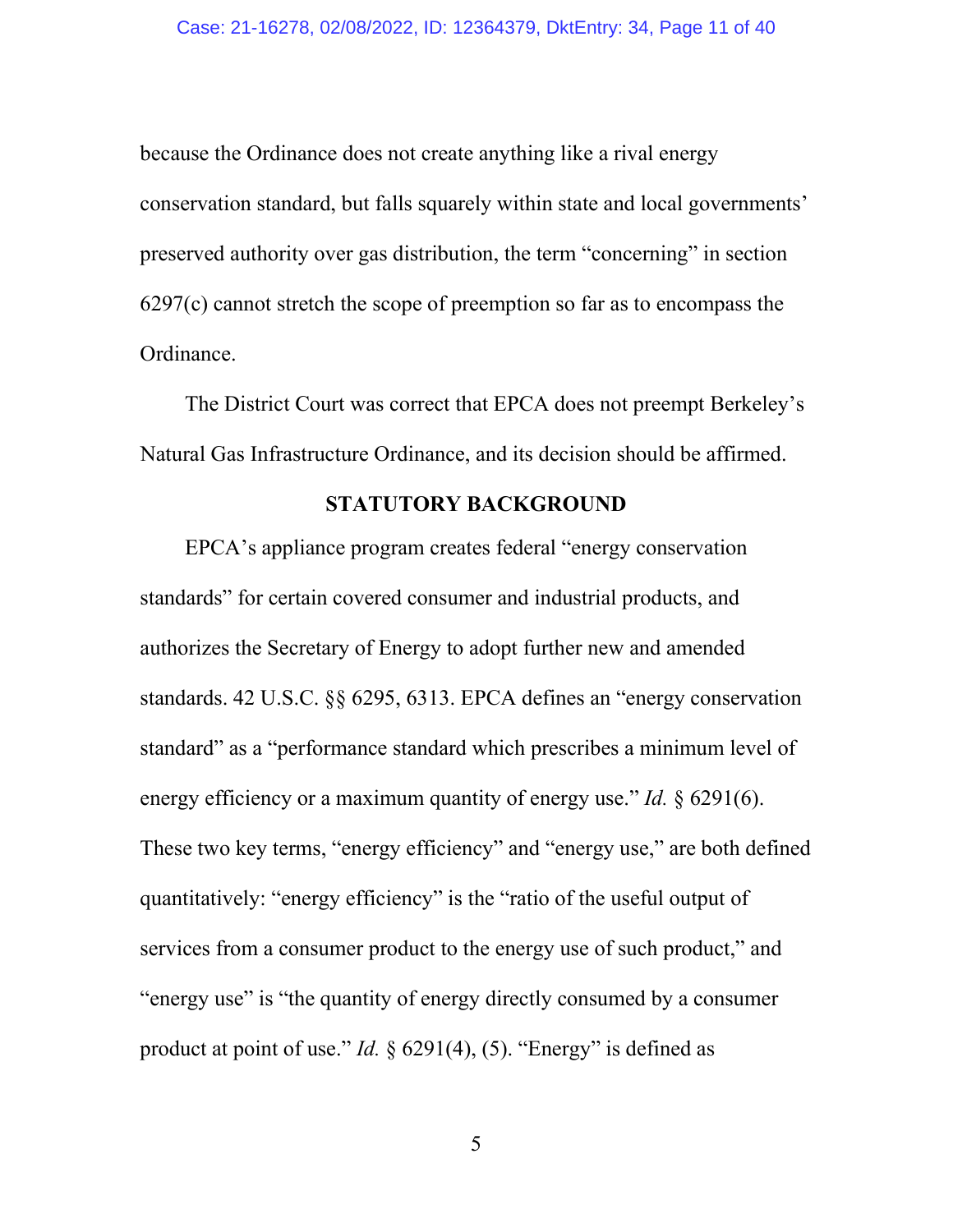because the Ordinance does not create anything like a rival energy conservation standard, but falls squarely within state and local governments' preserved authority over gas distribution, the term "concerning" in section 6297(c) cannot stretch the scope of preemption so far as to encompass the Ordinance.

The District Court was correct that EPCA does not preempt Berkeley's Natural Gas Infrastructure Ordinance, and its decision should be affirmed.

## STATUTORY BACKGROUND

EPCA's appliance program creates federal "energy conservation standards" for certain covered consumer and industrial products, and authorizes the Secretary of Energy to adopt further new and amended standards. 42 U.S.C. §§ 6295, 6313. EPCA defines an "energy conservation standard" as a "performance standard which prescribes a minimum level of energy efficiency or a maximum quantity of energy use." *Id.* § 6291(6). These two key terms, "energy efficiency" and "energy use," are both defined quantitatively: "energy efficiency" is the "ratio of the useful output of services from a consumer product to the energy use of such product," and "energy use" is "the quantity of energy directly consumed by a consumer product at point of use." *Id.* § 6291(4), (5). "Energy" is defined as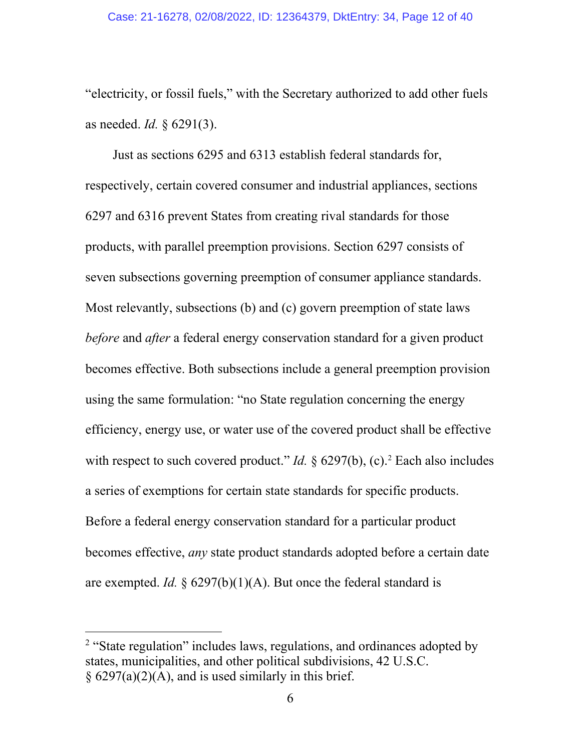"electricity, or fossil fuels," with the Secretary authorized to add other fuels as needed. *Id.* § 6291(3).

Just as sections 6295 and 6313 establish federal standards for, respectively, certain covered consumer and industrial appliances, sections 6297 and 6316 prevent States from creating rival standards for those products, with parallel preemption provisions. Section 6297 consists of seven subsections governing preemption of consumer appliance standards. Most relevantly, subsections (b) and (c) govern preemption of state laws *before* and *after* a federal energy conservation standard for a given product becomes effective. Both subsections include a general preemption provision using the same formulation: "no State regulation concerning the energy efficiency, energy use, or water use of the covered product shall be effective with respect to such covered product." *Id.* § 6297(b), (c).[2] Each also includes a series of exemptions for certain state standards for specific products. Before a federal energy conservation standard for a particular product becomes effective, *any* state product standards adopted before a certain date are exempted. *Id.* § 6297(b)(1)(A). But once the federal standard is

---

[2] "State regulation" includes laws, regulations, and ordinances adopted by states, municipalities, and other political subdivisions, 42 U.S.C. § 6297(a)(2)(A), and is used similarly in this brief.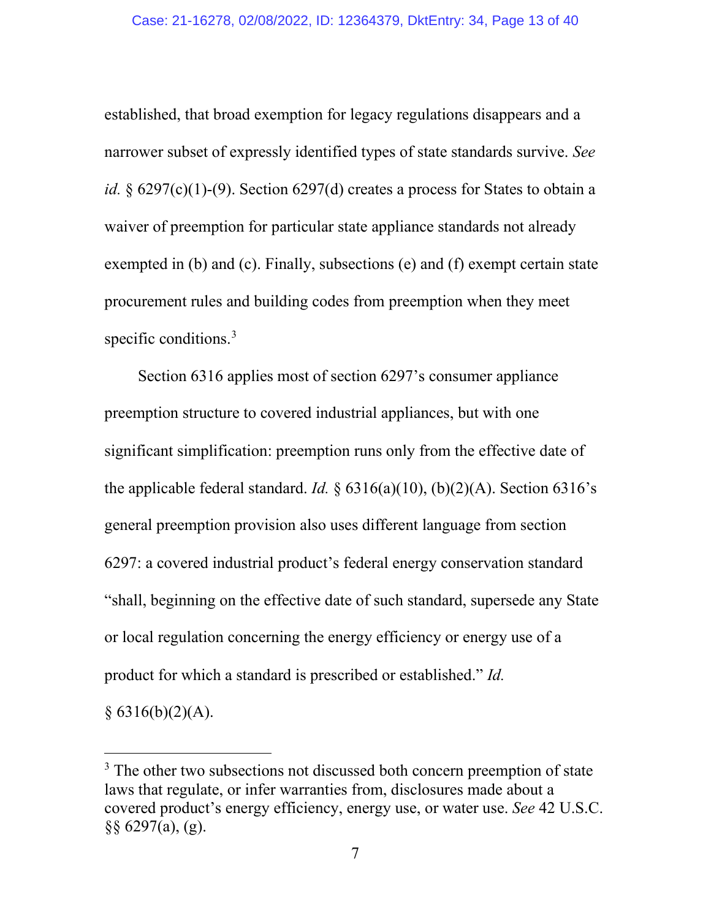established, that broad exemption for legacy regulations disappears and a narrower subset of expressly identified types of state standards survive. *See id.* § 6297(c)(1)-(9). Section 6297(d) creates a process for States to obtain a waiver of preemption for particular state appliance standards not already exempted in (b) and (c). Finally, subsections (e) and (f) exempt certain state procurement rules and building codes from preemption when they meet specific conditions.[3]

Section 6316 applies most of section 6297's consumer appliance preemption structure to covered industrial appliances, but with one significant simplification: preemption runs only from the effective date of the applicable federal standard. *Id.* § 6316(a)(10), (b)(2)(A). Section 6316's general preemption provision also uses different language from section 6297: a covered industrial product's federal energy conservation standard "shall, beginning on the effective date of such standard, supersede any State or local regulation concerning the energy efficiency or energy use of a product for which a standard is prescribed or established." *Id.* § 6316(b)(2)(A).

---

[3] The other two subsections not discussed both concern preemption of state laws that regulate, or infer warranties from, disclosures made about a covered product's energy efficiency, energy use, or water use. *See* 42 U.S.C. §§ 6297(a), (g).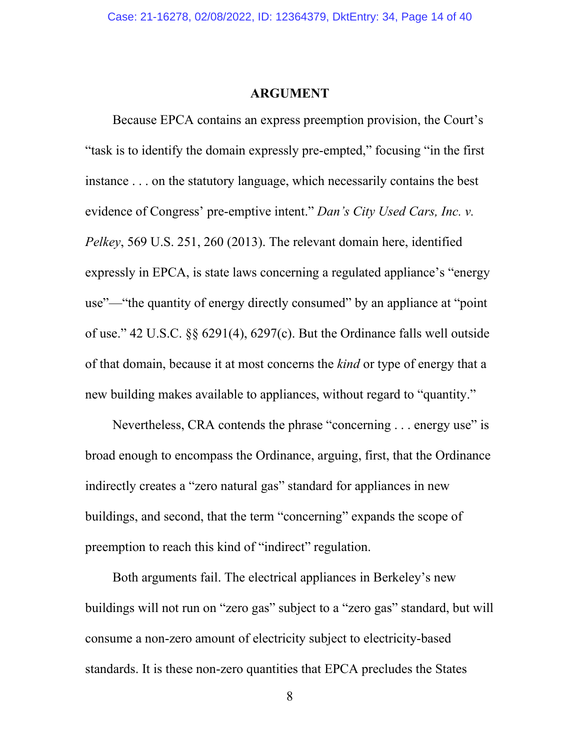# ARGUMENT

Because EPCA contains an express preemption provision, the Court's "task is to identify the domain expressly pre-empted," focusing "in the first instance . . . on the statutory language, which necessarily contains the best evidence of Congress' pre-emptive intent." *Dan's City Used Cars, Inc. v. Pelkey*, 569 U.S. 251, 260 (2013). The relevant domain here, identified expressly in EPCA, is state laws concerning a regulated appliance's "energy use"—"the quantity of energy directly consumed" by an appliance at "point of use." 42 U.S.C. §§ 6291(4), 6297(c). But the Ordinance falls well outside of that domain, because it at most concerns the *kind* or type of energy that a new building makes available to appliances, without regard to "quantity."

Nevertheless, CRA contends the phrase "concerning . . . energy use" is broad enough to encompass the Ordinance, arguing, first, that the Ordinance indirectly creates a "zero natural gas" standard for appliances in new buildings, and second, that the term "concerning" expands the scope of preemption to reach this kind of "indirect" regulation.

Both arguments fail. The electrical appliances in Berkeley's new buildings will not run on "zero gas" subject to a "zero gas" standard, but will consume a non-zero amount of electricity subject to electricity-based standards. It is these non-zero quantities that EPCA precludes the States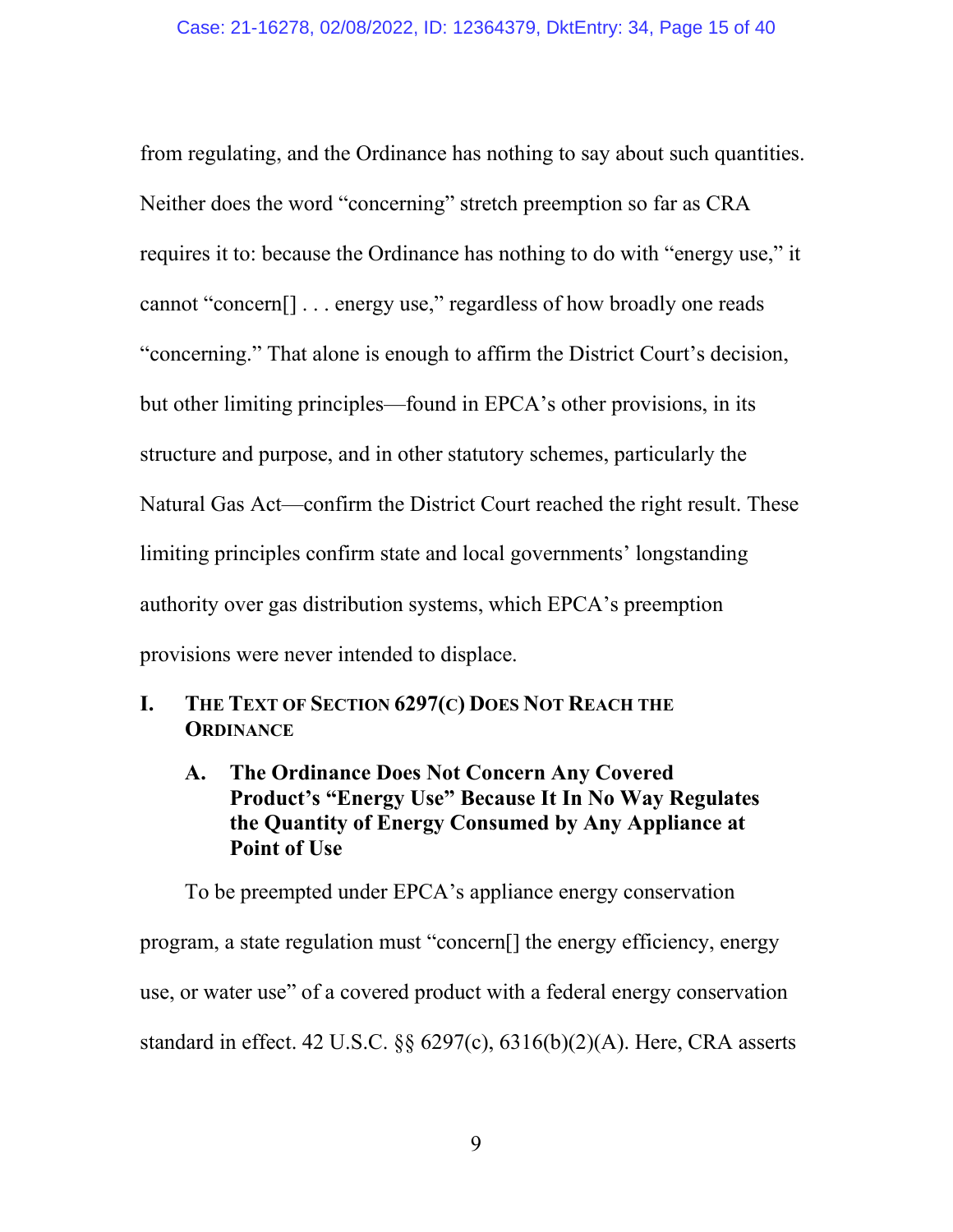from regulating, and the Ordinance has nothing to say about such quantities. Neither does the word "concerning" stretch preemption so far as CRA requires it to: because the Ordinance has nothing to do with "energy use," it cannot "concern[] . . . energy use," regardless of how broadly one reads "concerning." That alone is enough to affirm the District Court's decision, but other limiting principles—found in EPCA's other provisions, in its structure and purpose, and in other statutory schemes, particularly the Natural Gas Act—confirm the District Court reached the right result. These limiting principles confirm state and local governments' longstanding authority over gas distribution systems, which EPCA's preemption provisions were never intended to displace.

## I. THE TEXT OF SECTION 6297(C) DOES NOT REACH THE ORDINANCE

### A. The Ordinance Does Not Concern Any Covered Product's "Energy Use" Because It In No Way Regulates the Quantity of Energy Consumed by Any Appliance at Point of Use

To be preempted under EPCA's appliance energy conservation program, a state regulation must "concern[] the energy efficiency, energy use, or water use" of a covered product with a federal energy conservation standard in effect. 42 U.S.C. §§ 6297(c), 6316(b)(2)(A). Here, CRA asserts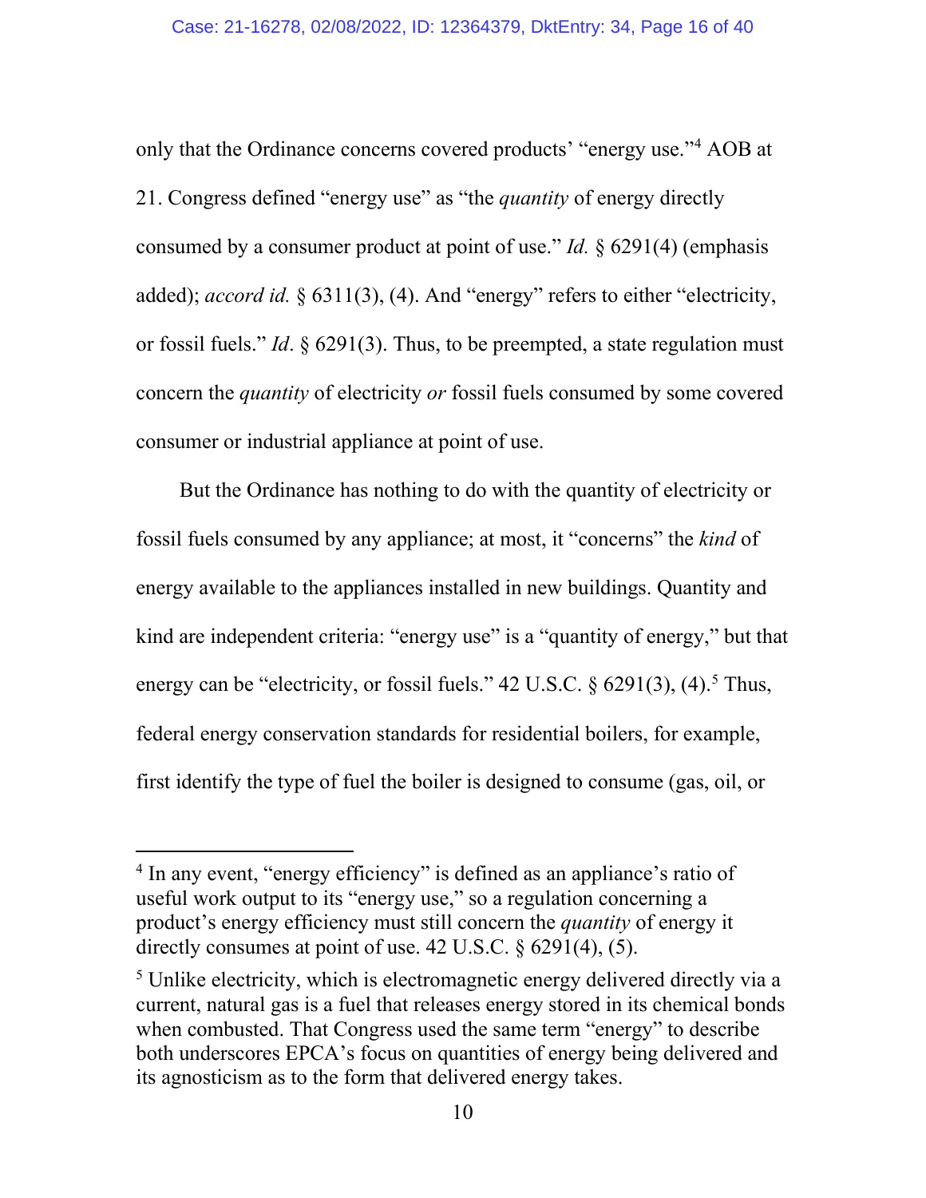only that the Ordinance concerns covered products' "energy use."[4] AOB at 21. Congress defined "energy use" as "the *quantity* of energy directly consumed by a consumer product at point of use." *Id.* § 6291(4) (emphasis added); *accord id.* § 6311(3), (4). And "energy" refers to either "electricity, or fossil fuels." *Id*. § 6291(3). Thus, to be preempted, a state regulation must concern the *quantity* of electricity *or* fossil fuels consumed by some covered consumer or industrial appliance at point of use.

But the Ordinance has nothing to do with the quantity of electricity or fossil fuels consumed by any appliance; at most, it "concerns" the *kind* of energy available to the appliances installed in new buildings. Quantity and kind are independent criteria: "energy use" is a "quantity of energy," but that energy can be "electricity, or fossil fuels." 42 U.S.C. § 6291(3), (4).[5] Thus, federal energy conservation standards for residential boilers, for example, first identify the type of fuel the boiler is designed to consume (gas, oil, or

---

[4] In any event, "energy efficiency" is defined as an appliance's ratio of useful work output to its "energy use," so a regulation concerning a product's energy efficiency must still concern the *quantity* of energy it directly consumes at point of use. 42 U.S.C. § 6291(4), (5).

[5] Unlike electricity, which is electromagnetic energy delivered directly via a current, natural gas is a fuel that releases energy stored in its chemical bonds when combusted. That Congress used the same term "energy" to describe both underscores EPCA's focus on quantities of energy being delivered and its agnosticism as to the form that delivered energy takes.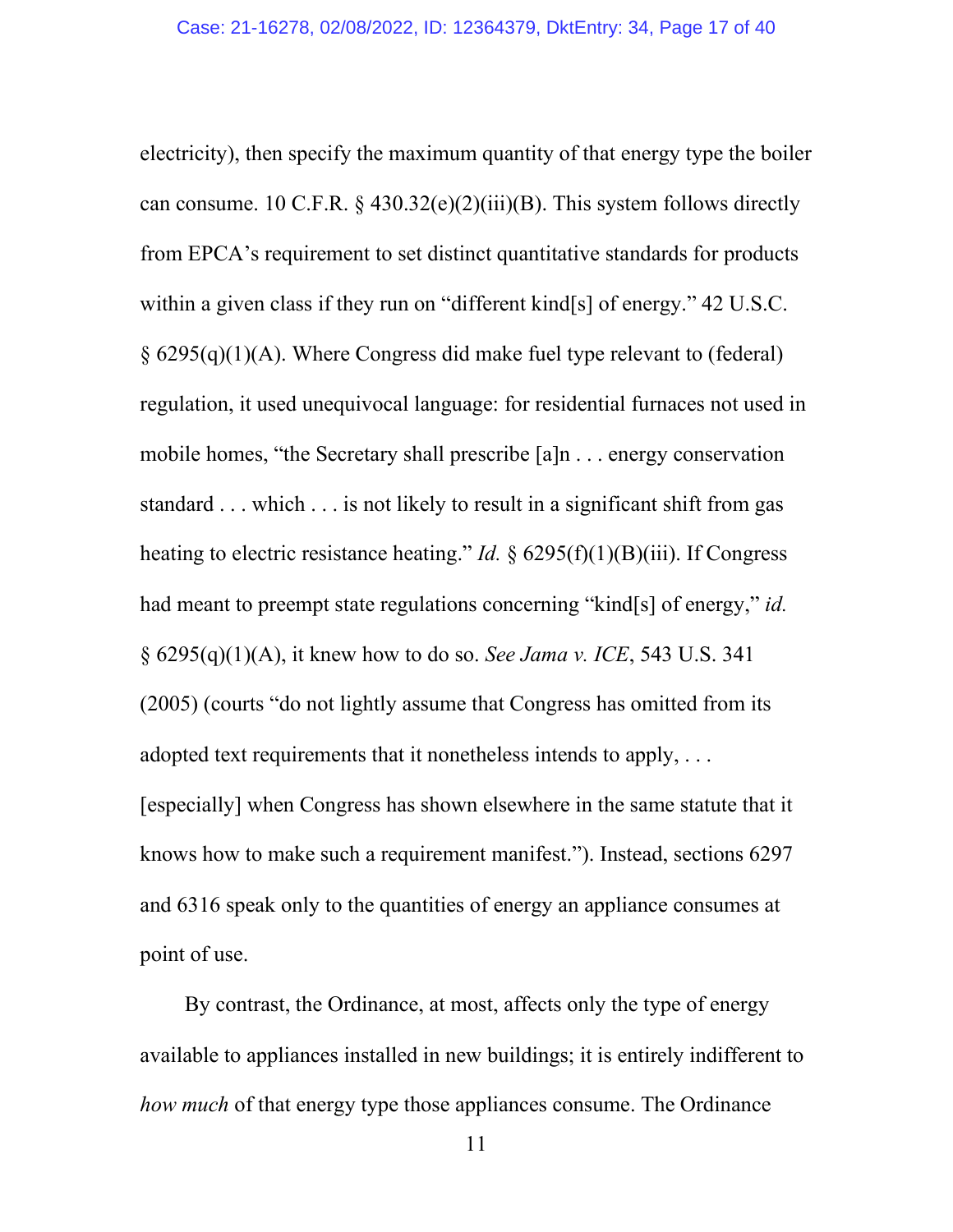electricity), then specify the maximum quantity of that energy type the boiler can consume. 10 C.F.R. § 430.32(e)(2)(iii)(B). This system follows directly from EPCA's requirement to set distinct quantitative standards for products within a given class if they run on "different kind[s] of energy." 42 U.S.C. § 6295(q)(1)(A). Where Congress did make fuel type relevant to (federal) regulation, it used unequivocal language: for residential furnaces not used in mobile homes, "the Secretary shall prescribe [a]n . . . energy conservation standard . . . which . . . is not likely to result in a significant shift from gas heating to electric resistance heating." *Id.* § 6295(f)(1)(B)(iii). If Congress had meant to preempt state regulations concerning "kind[s] of energy," *id.* § 6295(q)(1)(A), it knew how to do so. *See Jama v. ICE*, 543 U.S. 341 (2005) (courts "do not lightly assume that Congress has omitted from its adopted text requirements that it nonetheless intends to apply, . . . [especially] when Congress has shown elsewhere in the same statute that it knows how to make such a requirement manifest."). Instead, sections 6297 and 6316 speak only to the quantities of energy an appliance consumes at point of use.

By contrast, the Ordinance, at most, affects only the type of energy available to appliances installed in new buildings; it is entirely indifferent to *how much* of that energy type those appliances consume. The Ordinance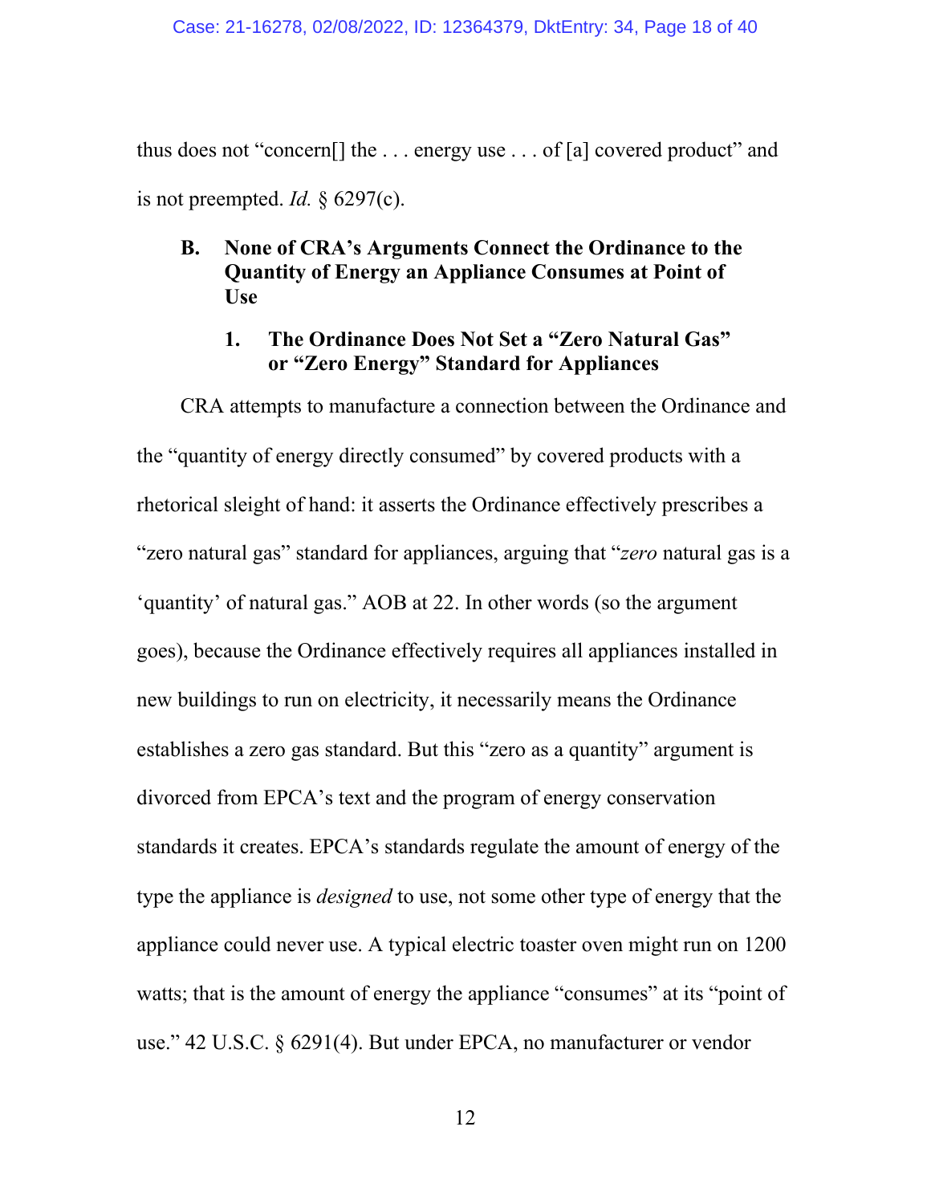thus does not "concern[] the . . . energy use . . . of [a] covered product" and is not preempted. *Id.* § 6297(c).

### B. None of CRA's Arguments Connect the Ordinance to the Quantity of Energy an Appliance Consumes at Point of Use

#### 1. The Ordinance Does Not Set a "Zero Natural Gas" or "Zero Energy" Standard for Appliances

CRA attempts to manufacture a connection between the Ordinance and the "quantity of energy directly consumed" by covered products with a rhetorical sleight of hand: it asserts the Ordinance effectively prescribes a "zero natural gas" standard for appliances, arguing that "*zero* natural gas is a 'quantity' of natural gas." AOB at 22. In other words (so the argument goes), because the Ordinance effectively requires all appliances installed in new buildings to run on electricity, it necessarily means the Ordinance establishes a zero gas standard. But this "zero as a quantity" argument is divorced from EPCA's text and the program of energy conservation standards it creates. EPCA's standards regulate the amount of energy of the type the appliance is *designed* to use, not some other type of energy that the appliance could never use. A typical electric toaster oven might run on 1200 watts; that is the amount of energy the appliance "consumes" at its "point of use." 42 U.S.C. § 6291(4). But under EPCA, no manufacturer or vendor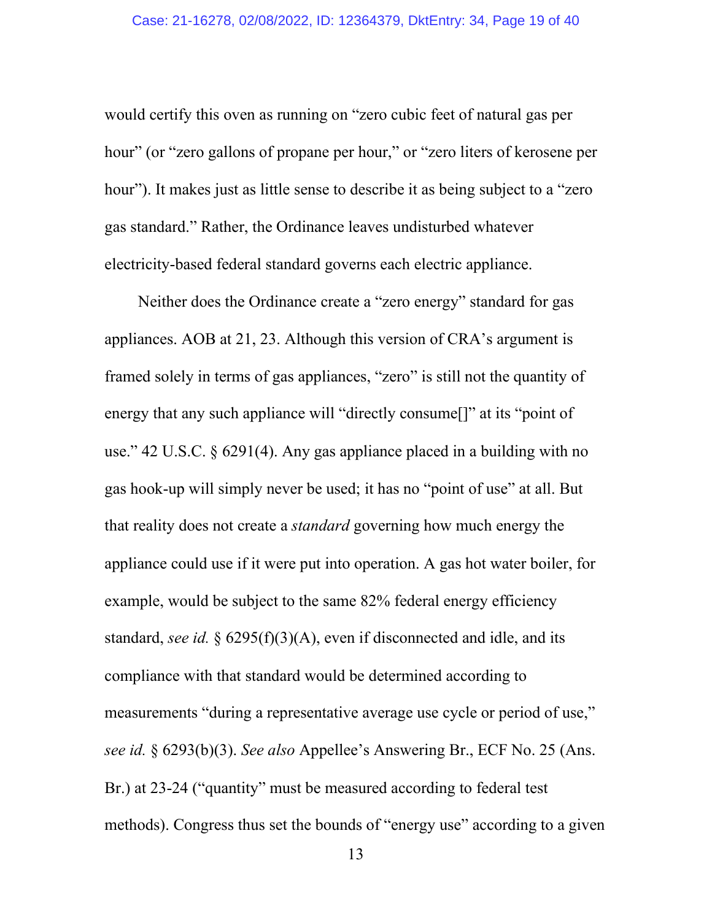would certify this oven as running on "zero cubic feet of natural gas per hour" (or "zero gallons of propane per hour," or "zero liters of kerosene per hour"). It makes just as little sense to describe it as being subject to a "zero gas standard." Rather, the Ordinance leaves undisturbed whatever electricity-based federal standard governs each electric appliance.

Neither does the Ordinance create a "zero energy" standard for gas appliances. AOB at 21, 23. Although this version of CRA's argument is framed solely in terms of gas appliances, "zero" is still not the quantity of energy that any such appliance will "directly consume[]" at its "point of use." 42 U.S.C. § 6291(4). Any gas appliance placed in a building with no gas hook-up will simply never be used; it has no "point of use" at all. But that reality does not create a *standard* governing how much energy the appliance could use if it were put into operation. A gas hot water boiler, for example, would be subject to the same 82% federal energy efficiency standard, *see id.* § 6295(f)(3)(A), even if disconnected and idle, and its compliance with that standard would be determined according to measurements "during a representative average use cycle or period of use," *see id.* § 6293(b)(3). *See also* Appellee's Answering Br., ECF No. 25 (Ans. Br.) at 23-24 ("quantity" must be measured according to federal test methods). Congress thus set the bounds of "energy use" according to a given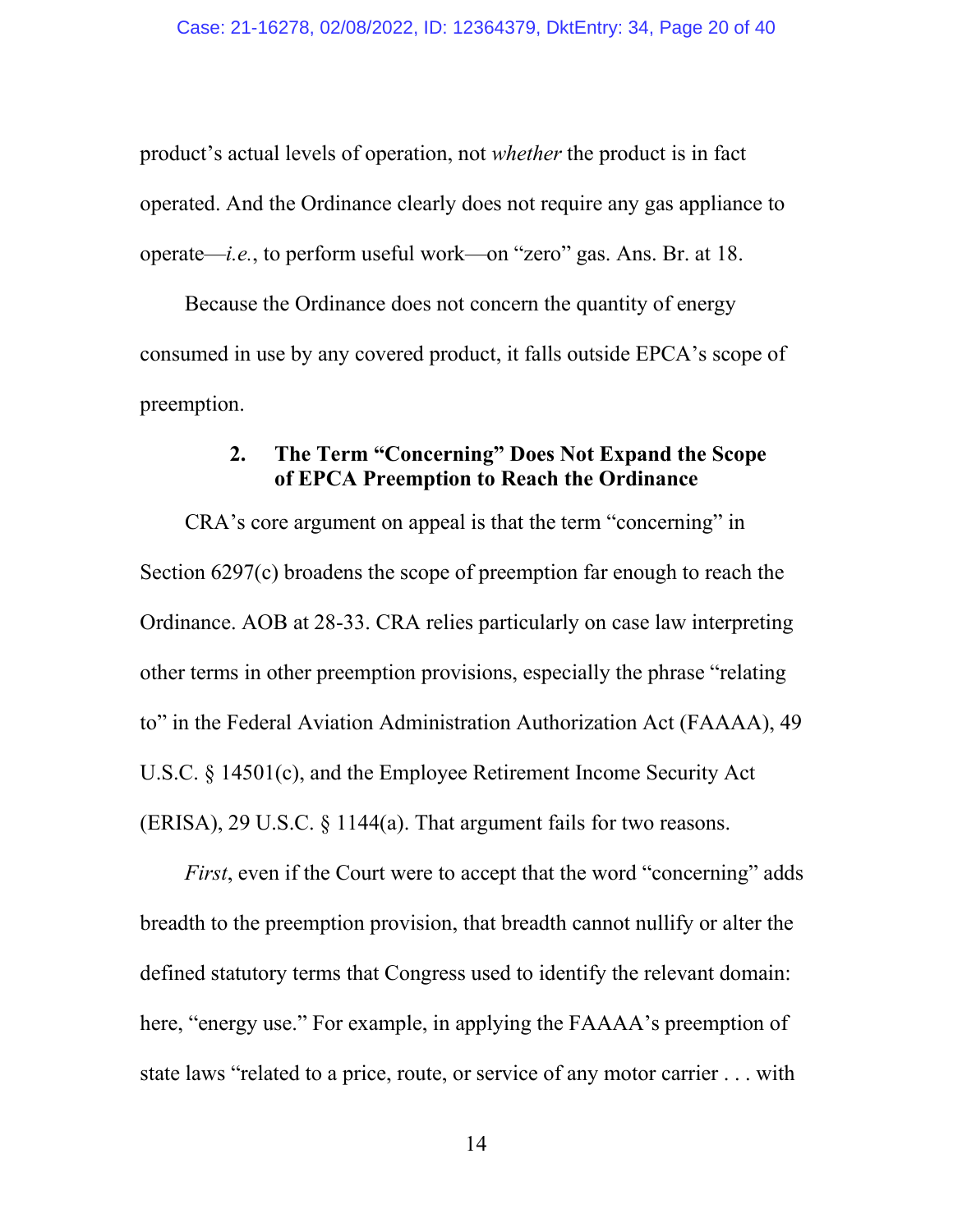product's actual levels of operation, not *whether* the product is in fact operated. And the Ordinance clearly does not require any gas appliance to operate—*i.e.*, to perform useful work—on "zero" gas. Ans. Br. at 18.

Because the Ordinance does not concern the quantity of energy consumed in use by any covered product, it falls outside EPCA's scope of preemption.

### 2. The Term "Concerning" Does Not Expand the Scope of EPCA Preemption to Reach the Ordinance

CRA's core argument on appeal is that the term "concerning" in Section 6297(c) broadens the scope of preemption far enough to reach the Ordinance. AOB at 28-33. CRA relies particularly on case law interpreting other terms in other preemption provisions, especially the phrase "relating to" in the Federal Aviation Administration Authorization Act (FAAAA), 49 U.S.C. § 14501(c), and the Employee Retirement Income Security Act (ERISA), 29 U.S.C. § 1144(a). That argument fails for two reasons.

*First*, even if the Court were to accept that the word "concerning" adds breadth to the preemption provision, that breadth cannot nullify or alter the defined statutory terms that Congress used to identify the relevant domain: here, "energy use." For example, in applying the FAAAA's preemption of state laws "related to a price, route, or service of any motor carrier . . . with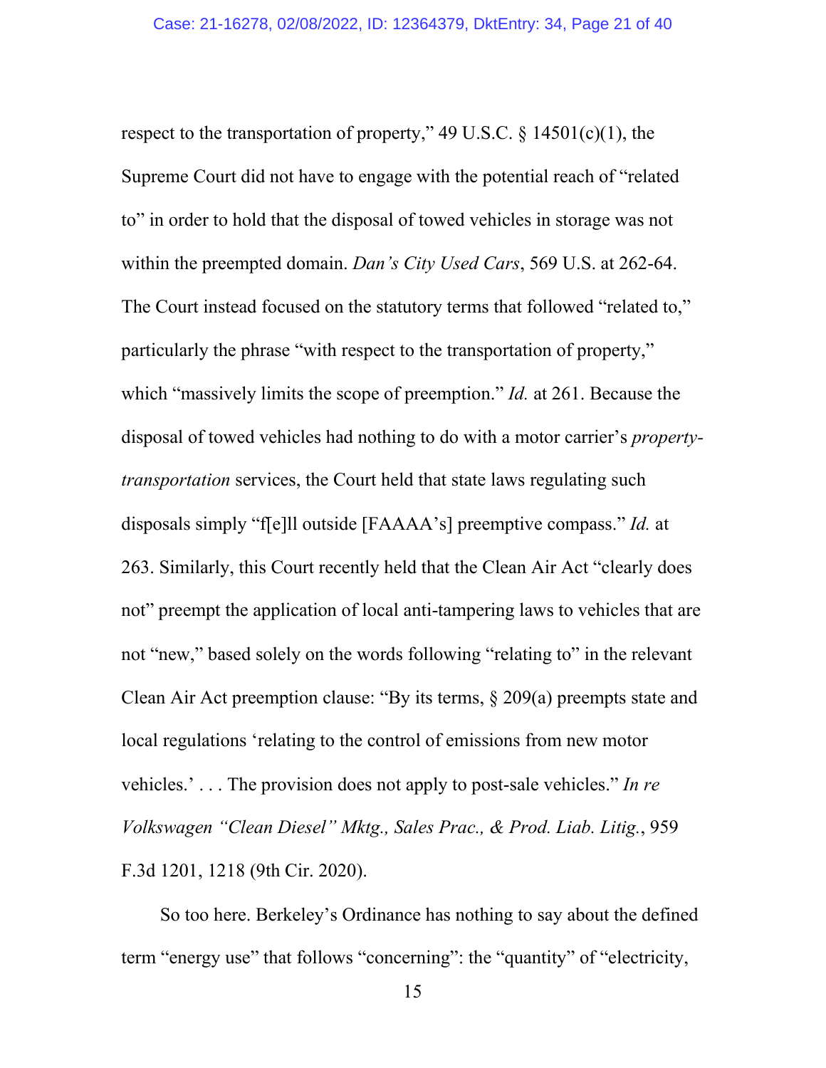respect to the transportation of property," 49 U.S.C. § 14501(c)(1), the Supreme Court did not have to engage with the potential reach of "related to" in order to hold that the disposal of towed vehicles in storage was not within the preempted domain. *Dan's City Used Cars*, 569 U.S. at 262-64. The Court instead focused on the statutory terms that followed "related to," particularly the phrase "with respect to the transportation of property," which "massively limits the scope of preemption." *Id.* at 261. Because the disposal of towed vehicles had nothing to do with a motor carrier's *property-transportation* services, the Court held that state laws regulating such disposals simply "f[e]ll outside [FAAAA's] preemptive compass." *Id.* at 263. Similarly, this Court recently held that the Clean Air Act "clearly does not" preempt the application of local anti-tampering laws to vehicles that are not "new," based solely on the words following "relating to" in the relevant Clean Air Act preemption clause: "By its terms, § 209(a) preempts state and local regulations 'relating to the control of emissions from new motor vehicles.' . . . The provision does not apply to post-sale vehicles." *In re Volkswagen "Clean Diesel" Mktg., Sales Prac., & Prod. Liab. Litig.*, 959 F.3d 1201, 1218 (9th Cir. 2020).

So too here. Berkeley's Ordinance has nothing to say about the defined term "energy use" that follows "concerning": the "quantity" of "electricity,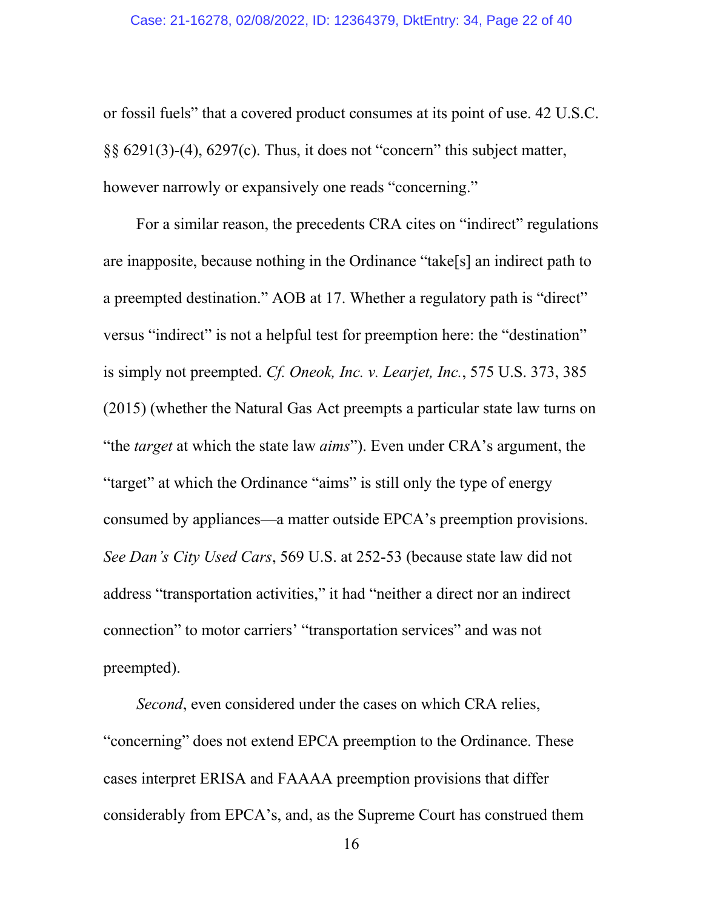or fossil fuels" that a covered product consumes at its point of use. 42 U.S.C. §§ 6291(3)-(4), 6297(c). Thus, it does not "concern" this subject matter, however narrowly or expansively one reads "concerning."

For a similar reason, the precedents CRA cites on "indirect" regulations are inapposite, because nothing in the Ordinance "take[s] an indirect path to a preempted destination." AOB at 17. Whether a regulatory path is "direct" versus "indirect" is not a helpful test for preemption here: the "destination" is simply not preempted. *Cf. Oneok, Inc. v. Learjet, Inc.*, 575 U.S. 373, 385 (2015) (whether the Natural Gas Act preempts a particular state law turns on "the *target* at which the state law *aims*"). Even under CRA's argument, the "target" at which the Ordinance "aims" is still only the type of energy consumed by appliances—a matter outside EPCA's preemption provisions. *See Dan's City Used Cars*, 569 U.S. at 252-53 (because state law did not address "transportation activities," it had "neither a direct nor an indirect connection" to motor carriers' "transportation services" and was not preempted).

*Second*, even considered under the cases on which CRA relies, "concerning" does not extend EPCA preemption to the Ordinance. These cases interpret ERISA and FAAAA preemption provisions that differ considerably from EPCA's, and, as the Supreme Court has construed them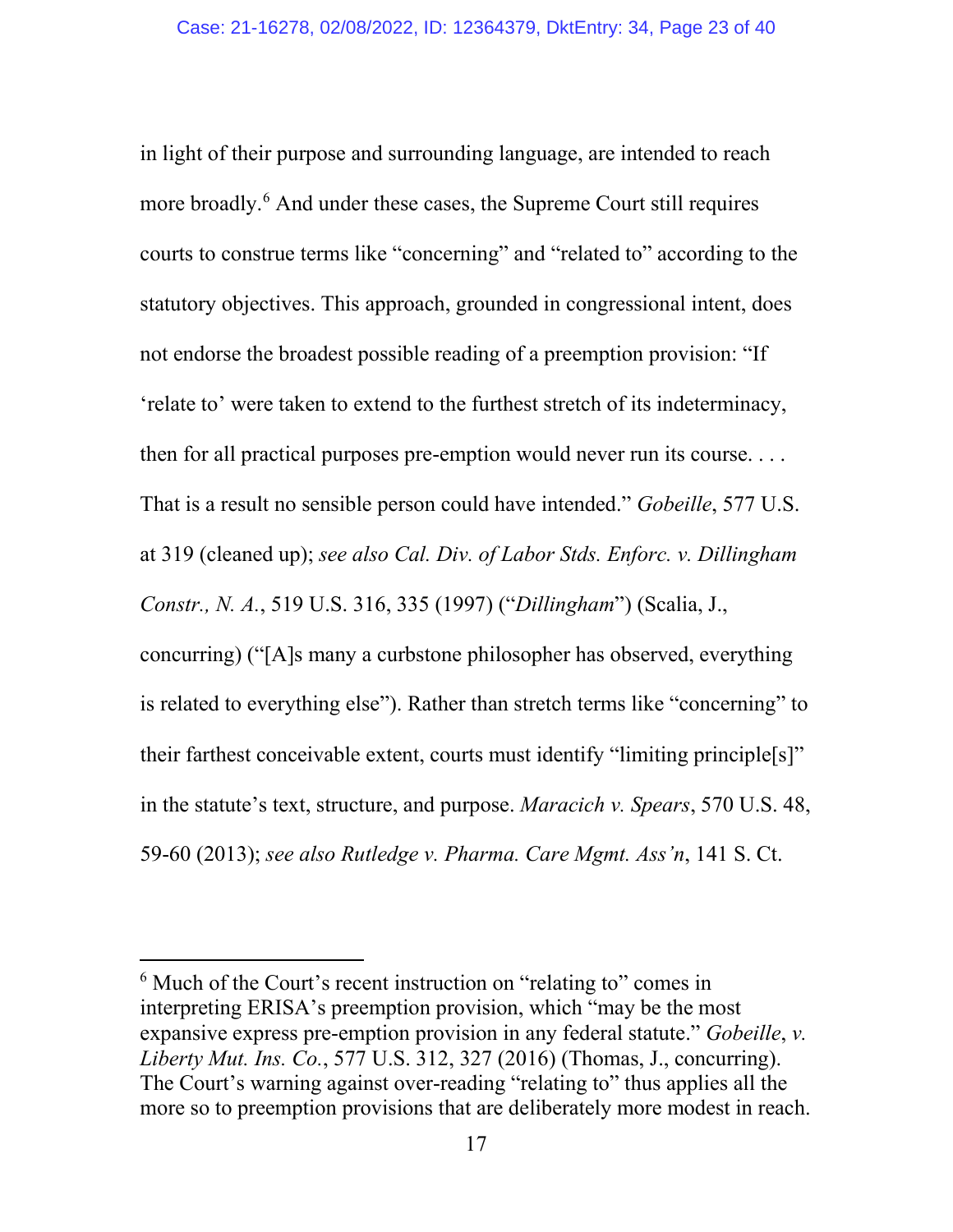in light of their purpose and surrounding language, are intended to reach more broadly.[6] And under these cases, the Supreme Court still requires courts to construe terms like "concerning" and "related to" according to the statutory objectives. This approach, grounded in congressional intent, does not endorse the broadest possible reading of a preemption provision: "If 'relate to' were taken to extend to the furthest stretch of its indeterminacy, then for all practical purposes pre-emption would never run its course. . . . That is a result no sensible person could have intended." *Gobeille*, 577 U.S. at 319 (cleaned up); *see also Cal. Div. of Labor Stds. Enforc. v. Dillingham Constr., N. A.*, 519 U.S. 316, 335 (1997) ("*Dillingham*") (Scalia, J., concurring) ("[A]s many a curbstone philosopher has observed, everything is related to everything else"). Rather than stretch terms like "concerning" to their farthest conceivable extent, courts must identify "limiting principle[s]" in the statute's text, structure, and purpose. *Maracich v. Spears*, 570 U.S. 48, 59-60 (2013); *see also Rutledge v. Pharma. Care Mgmt. Ass'n*, 141 S. Ct.

---

[6] Much of the Court's recent instruction on "relating to" comes in interpreting ERISA's preemption provision, which "may be the most expansive express pre-emption provision in any federal statute." *Gobeille*, *v. Liberty Mut. Ins. Co.*, 577 U.S. 312, 327 (2016) (Thomas, J., concurring). The Court's warning against over-reading "relating to" thus applies all the more so to preemption provisions that are deliberately more modest in reach.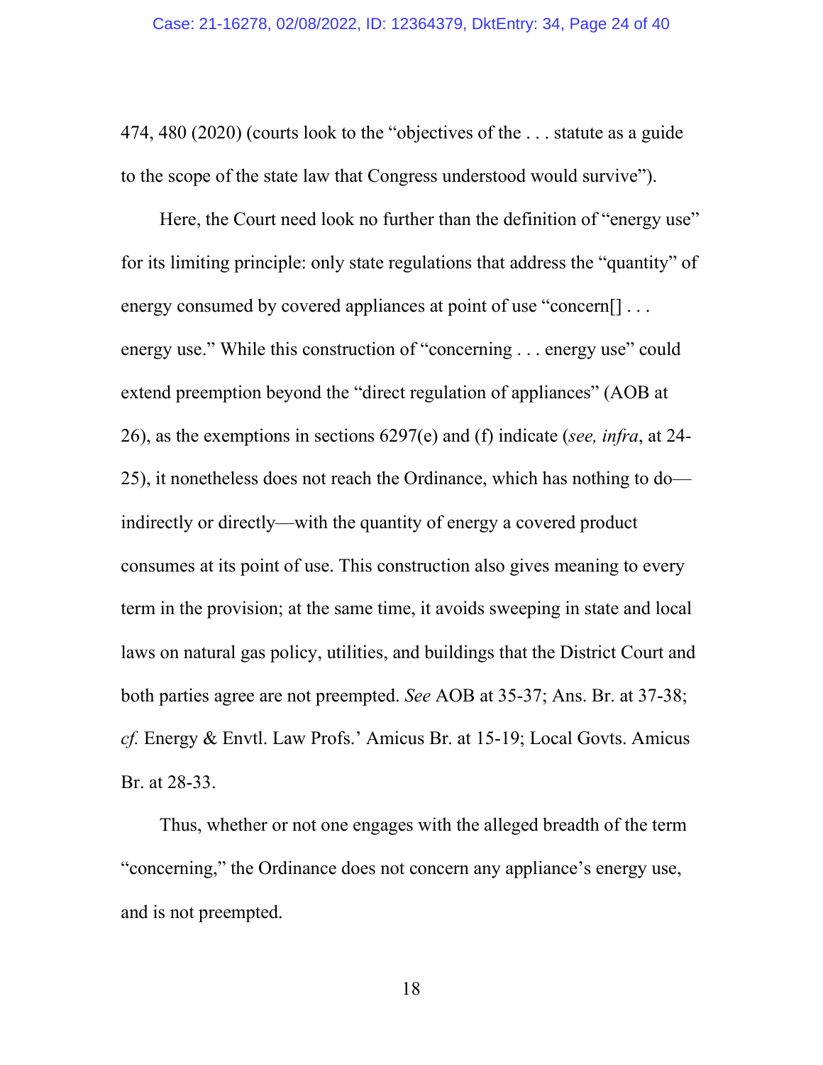474, 480 (2020) (courts look to the "objectives of the . . . statute as a guide to the scope of the state law that Congress understood would survive").

Here, the Court need look no further than the definition of "energy use" for its limiting principle: only state regulations that address the "quantity" of energy consumed by covered appliances at point of use "concern[] . . . energy use." While this construction of "concerning . . . energy use" could extend preemption beyond the "direct regulation of appliances" (AOB at 26), as the exemptions in sections 6297(e) and (f) indicate (*see, infra*, at 24-25), it nonetheless does not reach the Ordinance, which has nothing to do—indirectly or directly—with the quantity of energy a covered product consumes at its point of use. This construction also gives meaning to every term in the provision; at the same time, it avoids sweeping in state and local laws on natural gas policy, utilities, and buildings that the District Court and both parties agree are not preempted. *See* AOB at 35-37; Ans. Br. at 37-38; *cf.* Energy & Envtl. Law Profs.' Amicus Br. at 15-19; Local Govts. Amicus Br. at 28-33.

Thus, whether or not one engages with the alleged breadth of the term "concerning," the Ordinance does not concern any appliance's energy use, and is not preempted.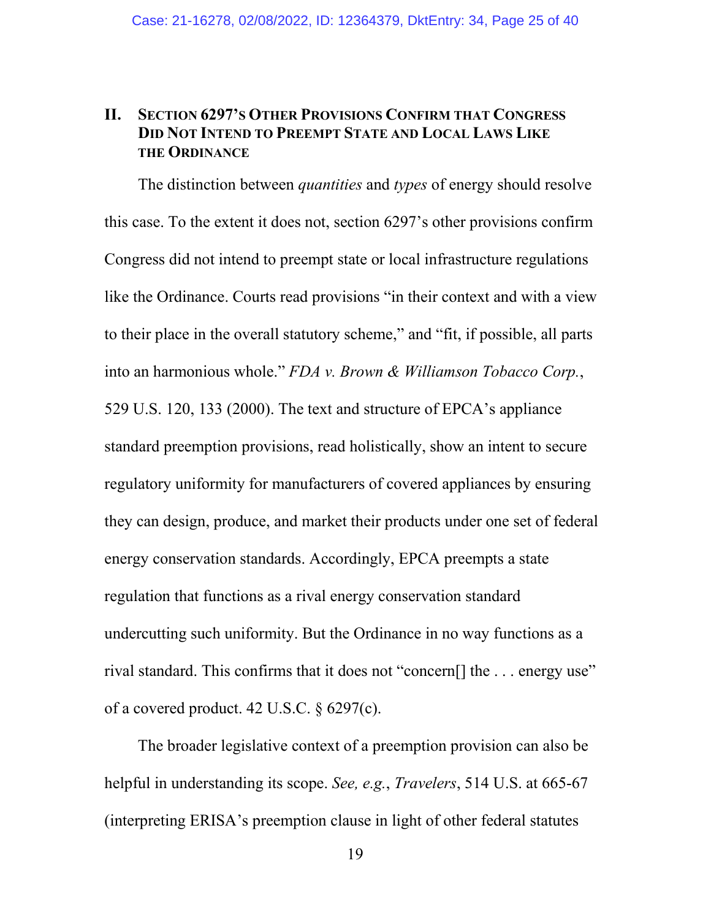## II. Section 6297's Other Provisions Confirm that Congress Did Not Intend to Preempt State and Local Laws Like the Ordinance

The distinction between *quantities* and *types* of energy should resolve this case. To the extent it does not, section 6297's other provisions confirm Congress did not intend to preempt state or local infrastructure regulations like the Ordinance. Courts read provisions "in their context and with a view to their place in the overall statutory scheme," and "fit, if possible, all parts into an harmonious whole." *FDA v. Brown & Williamson Tobacco Corp.*, 529 U.S. 120, 133 (2000). The text and structure of EPCA's appliance standard preemption provisions, read holistically, show an intent to secure regulatory uniformity for manufacturers of covered appliances by ensuring they can design, produce, and market their products under one set of federal energy conservation standards. Accordingly, EPCA preempts a state regulation that functions as a rival energy conservation standard undercutting such uniformity. But the Ordinance in no way functions as a rival standard. This confirms that it does not "concern[] the . . . energy use" of a covered product. 42 U.S.C. § 6297(c).

The broader legislative context of a preemption provision can also be helpful in understanding its scope. *See, e.g.*, *Travelers*, 514 U.S. at 665-67 (interpreting ERISA's preemption clause in light of other federal statutes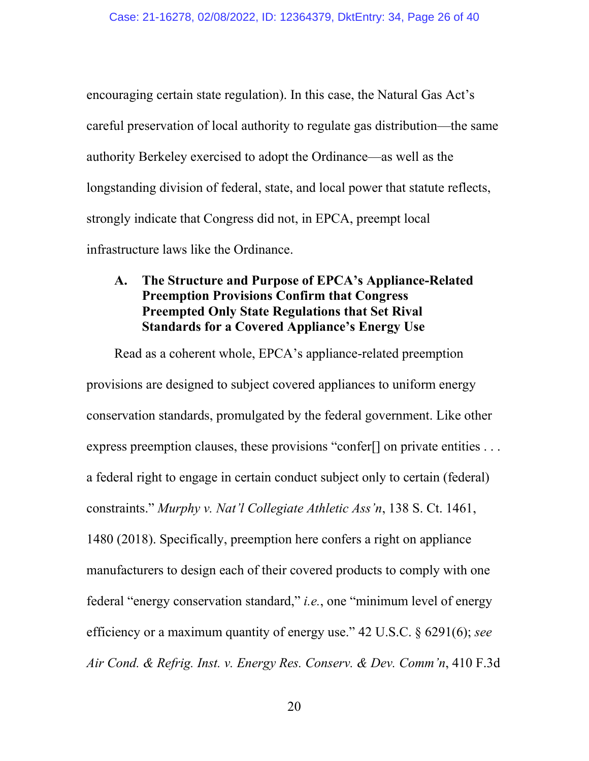encouraging certain state regulation). In this case, the Natural Gas Act's careful preservation of local authority to regulate gas distribution—the same authority Berkeley exercised to adopt the Ordinance—as well as the longstanding division of federal, state, and local power that statute reflects, strongly indicate that Congress did not, in EPCA, preempt local infrastructure laws like the Ordinance.

### A. The Structure and Purpose of EPCA's Appliance-Related Preemption Provisions Confirm that Congress Preempted Only State Regulations that Set Rival Standards for a Covered Appliance's Energy Use

Read as a coherent whole, EPCA's appliance-related preemption provisions are designed to subject covered appliances to uniform energy conservation standards, promulgated by the federal government. Like other express preemption clauses, these provisions "confer[] on private entities . . . a federal right to engage in certain conduct subject only to certain (federal) constraints." *Murphy v. Nat'l Collegiate Athletic Ass'n*, 138 S. Ct. 1461, 1480 (2018). Specifically, preemption here confers a right on appliance manufacturers to design each of their covered products to comply with one federal "energy conservation standard," *i.e.*, one "minimum level of energy efficiency or a maximum quantity of energy use." 42 U.S.C. § 6291(6); *see Air Cond. & Refrig. Inst. v. Energy Res. Conserv. & Dev. Comm'n*, 410 F.3d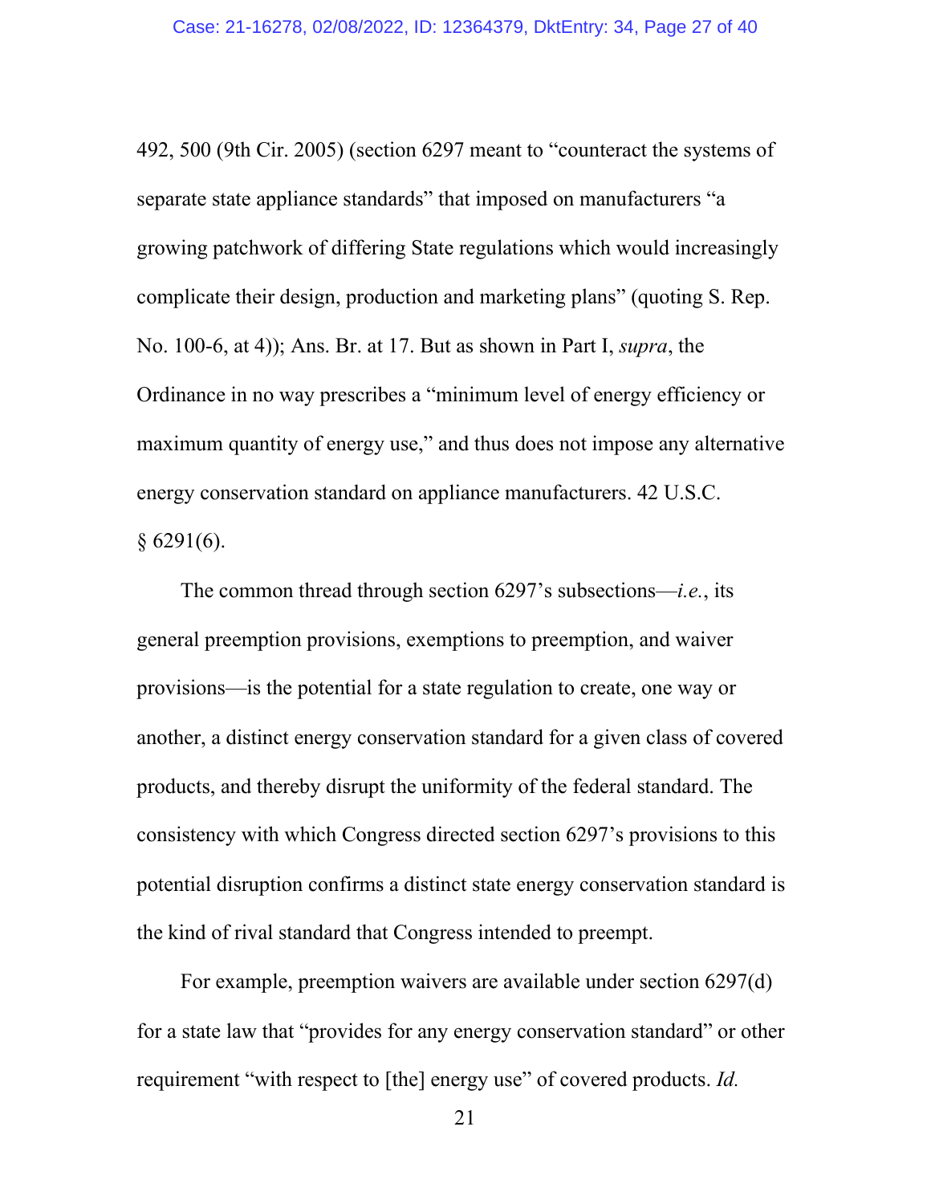492, 500 (9th Cir. 2005) (section 6297 meant to "counteract the systems of separate state appliance standards" that imposed on manufacturers "a growing patchwork of differing State regulations which would increasingly complicate their design, production and marketing plans" (quoting S. Rep. No. 100-6, at 4)); Ans. Br. at 17. But as shown in Part I, *supra*, the Ordinance in no way prescribes a "minimum level of energy efficiency or maximum quantity of energy use," and thus does not impose any alternative energy conservation standard on appliance manufacturers. 42 U.S.C. § 6291(6).

The common thread through section 6297's subsections—*i.e.*, its general preemption provisions, exemptions to preemption, and waiver provisions—is the potential for a state regulation to create, one way or another, a distinct energy conservation standard for a given class of covered products, and thereby disrupt the uniformity of the federal standard. The consistency with which Congress directed section 6297's provisions to this potential disruption confirms a distinct state energy conservation standard is the kind of rival standard that Congress intended to preempt.

For example, preemption waivers are available under section 6297(d) for a state law that "provides for any energy conservation standard" or other requirement "with respect to [the] energy use" of covered products. *Id.*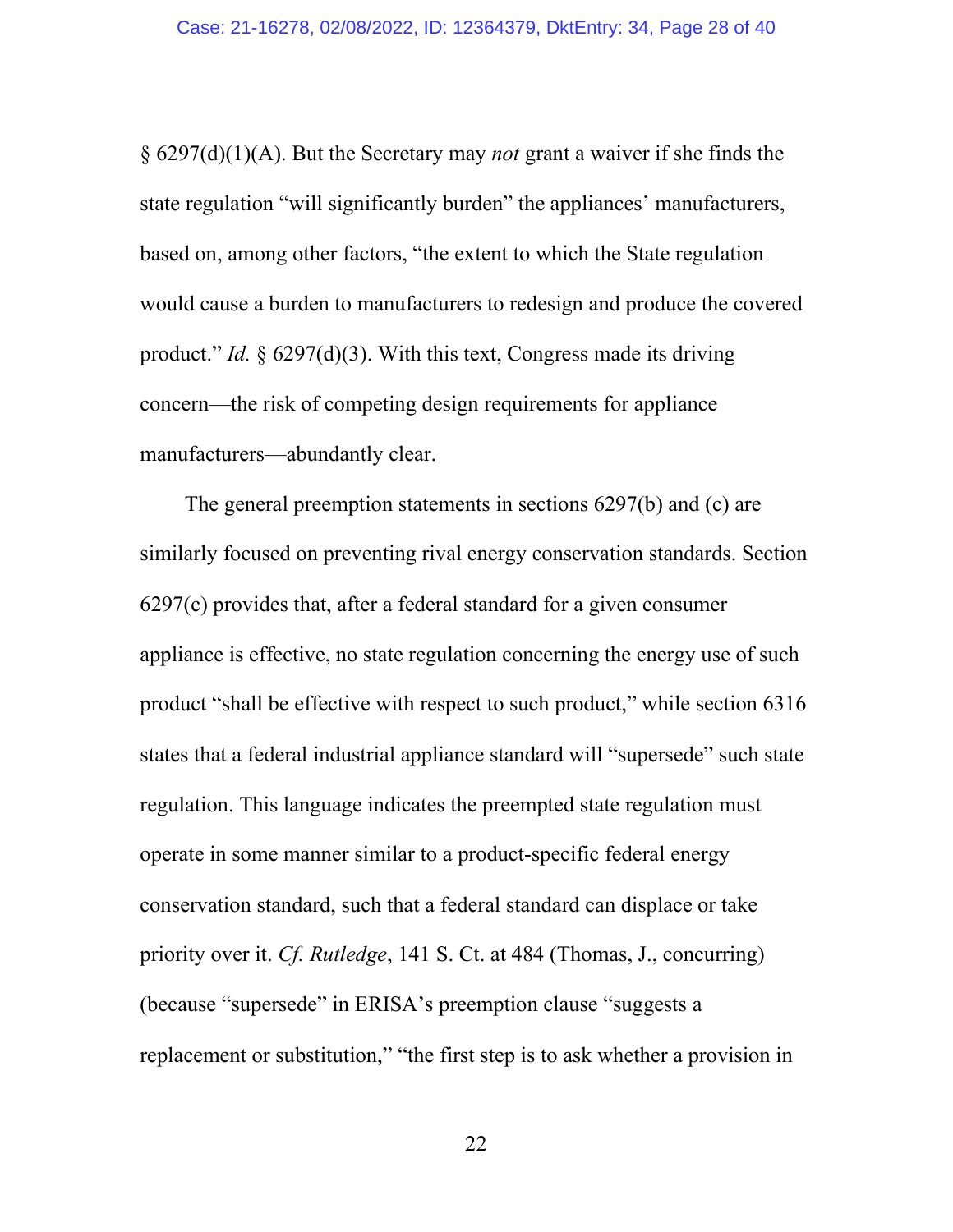§ 6297(d)(1)(A). But the Secretary may *not* grant a waiver if she finds the state regulation "will significantly burden" the appliances' manufacturers, based on, among other factors, "the extent to which the State regulation would cause a burden to manufacturers to redesign and produce the covered product." *Id.* § 6297(d)(3). With this text, Congress made its driving concern—the risk of competing design requirements for appliance manufacturers—abundantly clear.

The general preemption statements in sections 6297(b) and (c) are similarly focused on preventing rival energy conservation standards. Section 6297(c) provides that, after a federal standard for a given consumer appliance is effective, no state regulation concerning the energy use of such product "shall be effective with respect to such product," while section 6316 states that a federal industrial appliance standard will "supersede" such state regulation. This language indicates the preempted state regulation must operate in some manner similar to a product-specific federal energy conservation standard, such that a federal standard can displace or take priority over it. *Cf. Rutledge*, 141 S. Ct. at 484 (Thomas, J., concurring) (because "supersede" in ERISA's preemption clause "suggests a replacement or substitution," "the first step is to ask whether a provision in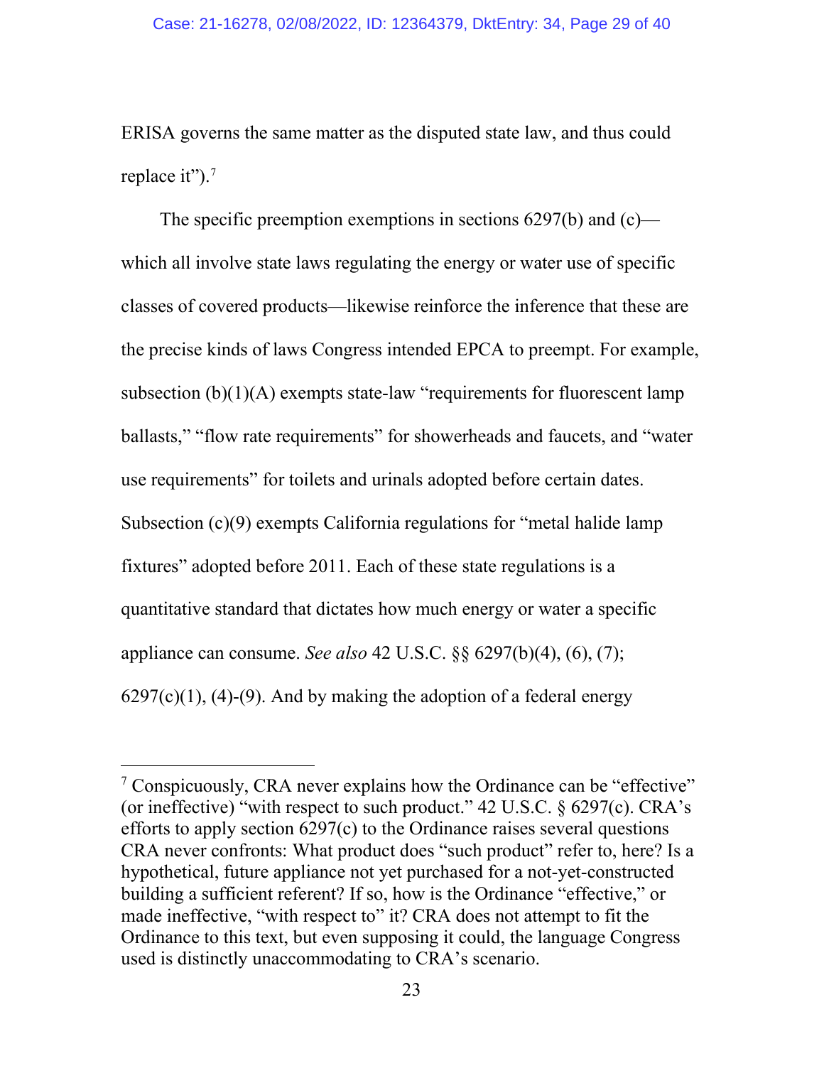ERISA governs the same matter as the disputed state law, and thus could replace it").[7]

The specific preemption exemptions in sections 6297(b) and (c)—which all involve state laws regulating the energy or water use of specific classes of covered products—likewise reinforce the inference that these are the precise kinds of laws Congress intended EPCA to preempt. For example, subsection (b)(1)(A) exempts state-law "requirements for fluorescent lamp ballasts," "flow rate requirements" for showerheads and faucets, and "water use requirements" for toilets and urinals adopted before certain dates. Subsection (c)(9) exempts California regulations for "metal halide lamp fixtures" adopted before 2011. Each of these state regulations is a quantitative standard that dictates how much energy or water a specific appliance can consume. *See also* 42 U.S.C. §§ 6297(b)(4), (6), (7); 6297(c)(1), (4)-(9). And by making the adoption of a federal energy

---

[7] Conspicuously, CRA never explains how the Ordinance can be "effective" (or ineffective) "with respect to such product." 42 U.S.C. § 6297(c). CRA's efforts to apply section 6297(c) to the Ordinance raises several questions CRA never confronts: What product does "such product" refer to, here? Is a hypothetical, future appliance not yet purchased for a not-yet-constructed building a sufficient referent? If so, how is the Ordinance "effective," or made ineffective, "with respect to" it? CRA does not attempt to fit the Ordinance to this text, but even supposing it could, the language Congress used is distinctly unaccommodating to CRA's scenario.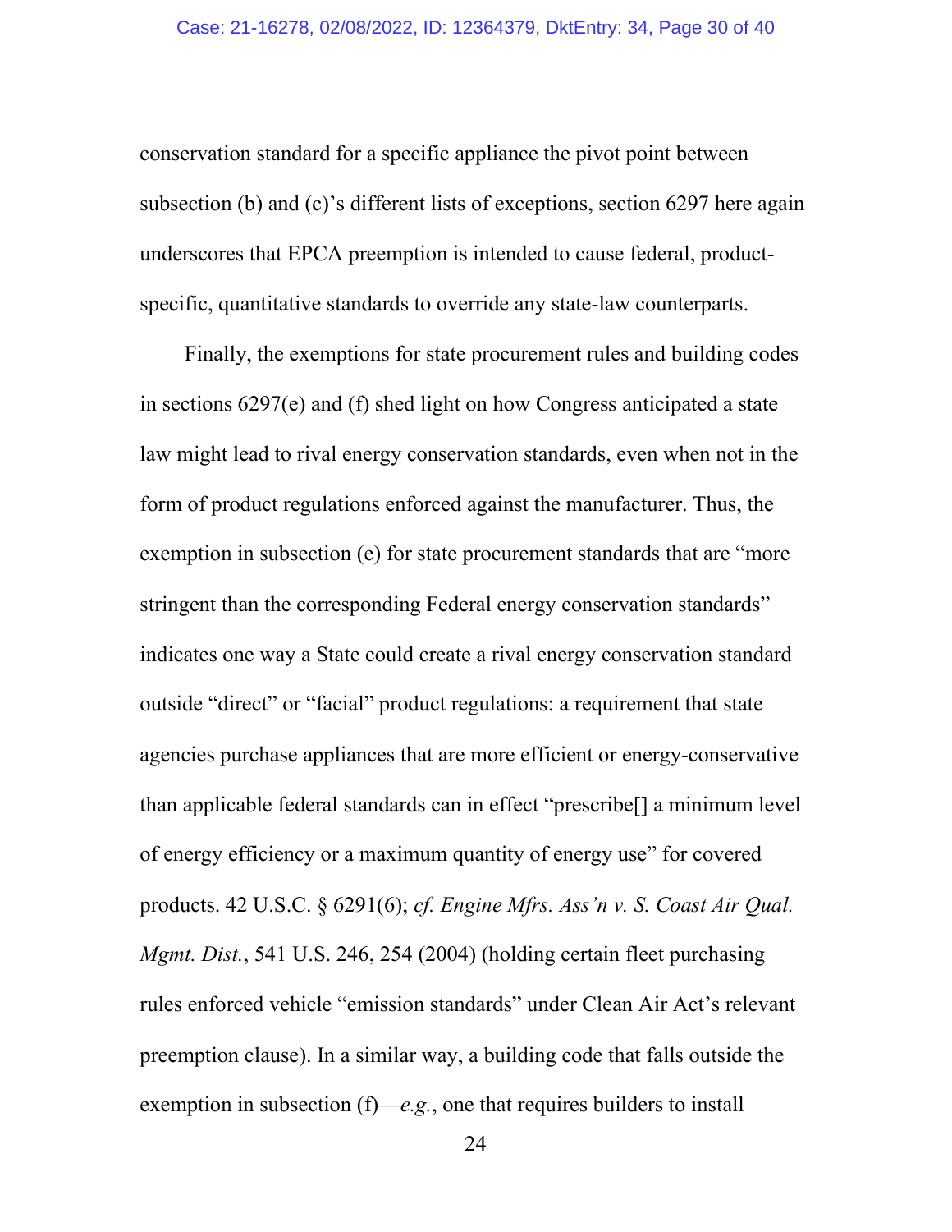conservation standard for a specific appliance the pivot point between subsection (b) and (c)'s different lists of exceptions, section 6297 here again underscores that EPCA preemption is intended to cause federal, product-specific, quantitative standards to override any state-law counterparts.

Finally, the exemptions for state procurement rules and building codes in sections 6297(e) and (f) shed light on how Congress anticipated a state law might lead to rival energy conservation standards, even when not in the form of product regulations enforced against the manufacturer. Thus, the exemption in subsection (e) for state procurement standards that are "more stringent than the corresponding Federal energy conservation standards" indicates one way a State could create a rival energy conservation standard outside "direct" or "facial" product regulations: a requirement that state agencies purchase appliances that are more efficient or energy-conservative than applicable federal standards can in effect "prescribe[] a minimum level of energy efficiency or a maximum quantity of energy use" for covered products. 42 U.S.C. § 6291(6); *cf. Engine Mfrs. Ass'n v. S. Coast Air Qual. Mgmt. Dist.*, 541 U.S. 246, 254 (2004) (holding certain fleet purchasing rules enforced vehicle "emission standards" under Clean Air Act's relevant preemption clause). In a similar way, a building code that falls outside the exemption in subsection (f)—*e.g.*, one that requires builders to install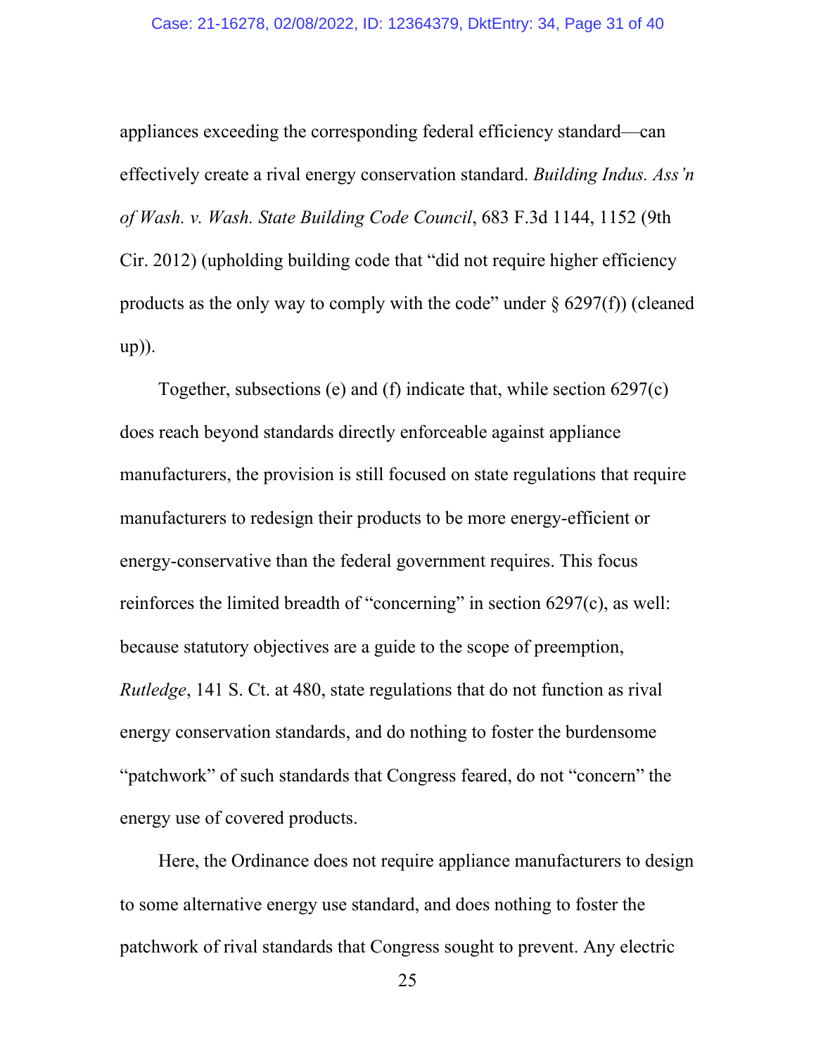appliances exceeding the corresponding federal efficiency standard—can effectively create a rival energy conservation standard. *Building Indus. Ass'n of Wash. v. Wash. State Building Code Council*, 683 F.3d 1144, 1152 (9th Cir. 2012) (upholding building code that "did not require higher efficiency products as the only way to comply with the code" under § 6297(f)) (cleaned up)).

Together, subsections (e) and (f) indicate that, while section 6297(c) does reach beyond standards directly enforceable against appliance manufacturers, the provision is still focused on state regulations that require manufacturers to redesign their products to be more energy-efficient or energy-conservative than the federal government requires. This focus reinforces the limited breadth of "concerning" in section 6297(c), as well: because statutory objectives are a guide to the scope of preemption, *Rutledge*, 141 S. Ct. at 480, state regulations that do not function as rival energy conservation standards, and do nothing to foster the burdensome "patchwork" of such standards that Congress feared, do not "concern" the energy use of covered products.

Here, the Ordinance does not require appliance manufacturers to design to some alternative energy use standard, and does nothing to foster the patchwork of rival standards that Congress sought to prevent. Any electric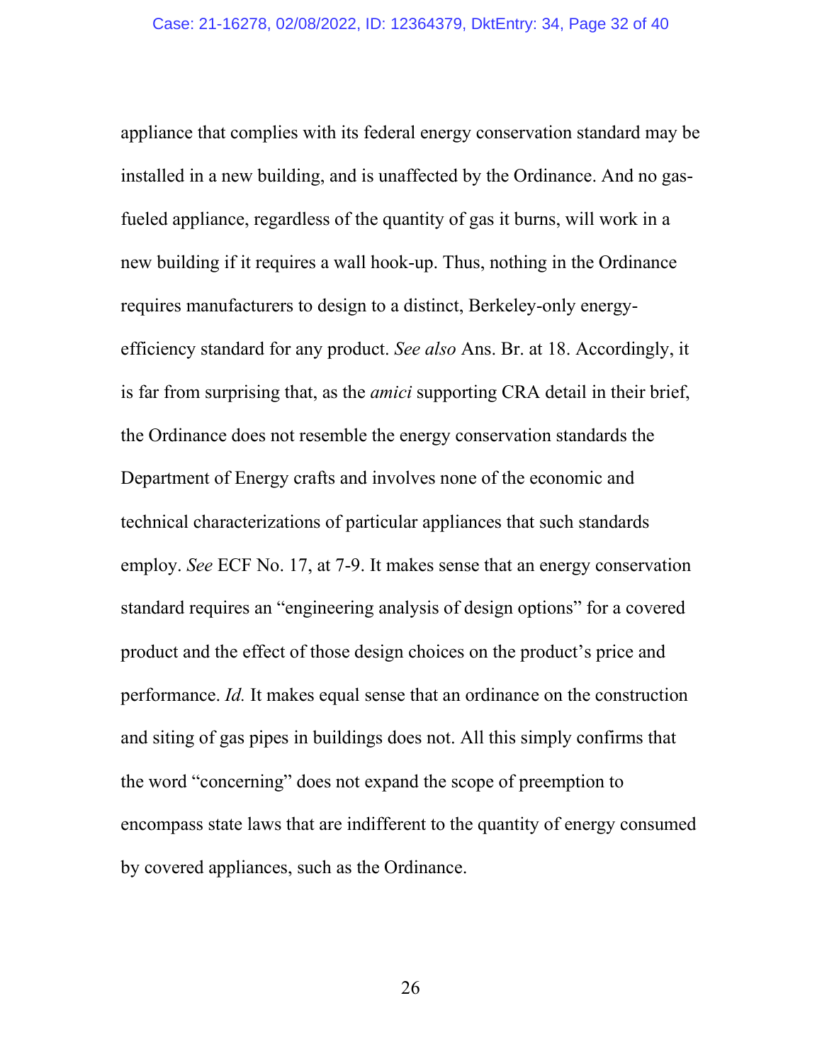appliance that complies with its federal energy conservation standard may be installed in a new building, and is unaffected by the Ordinance. And no gas-fueled appliance, regardless of the quantity of gas it burns, will work in a new building if it requires a wall hook-up. Thus, nothing in the Ordinance requires manufacturers to design to a distinct, Berkeley-only energy-efficiency standard for any product. *See also* Ans. Br. at 18. Accordingly, it is far from surprising that, as the *amici* supporting CRA detail in their brief, the Ordinance does not resemble the energy conservation standards the Department of Energy crafts and involves none of the economic and technical characterizations of particular appliances that such standards employ. *See* ECF No. 17, at 7-9. It makes sense that an energy conservation standard requires an "engineering analysis of design options" for a covered product and the effect of those design choices on the product's price and performance. *Id.* It makes equal sense that an ordinance on the construction and siting of gas pipes in buildings does not. All this simply confirms that the word "concerning" does not expand the scope of preemption to encompass state laws that are indifferent to the quantity of energy consumed by covered appliances, such as the Ordinance.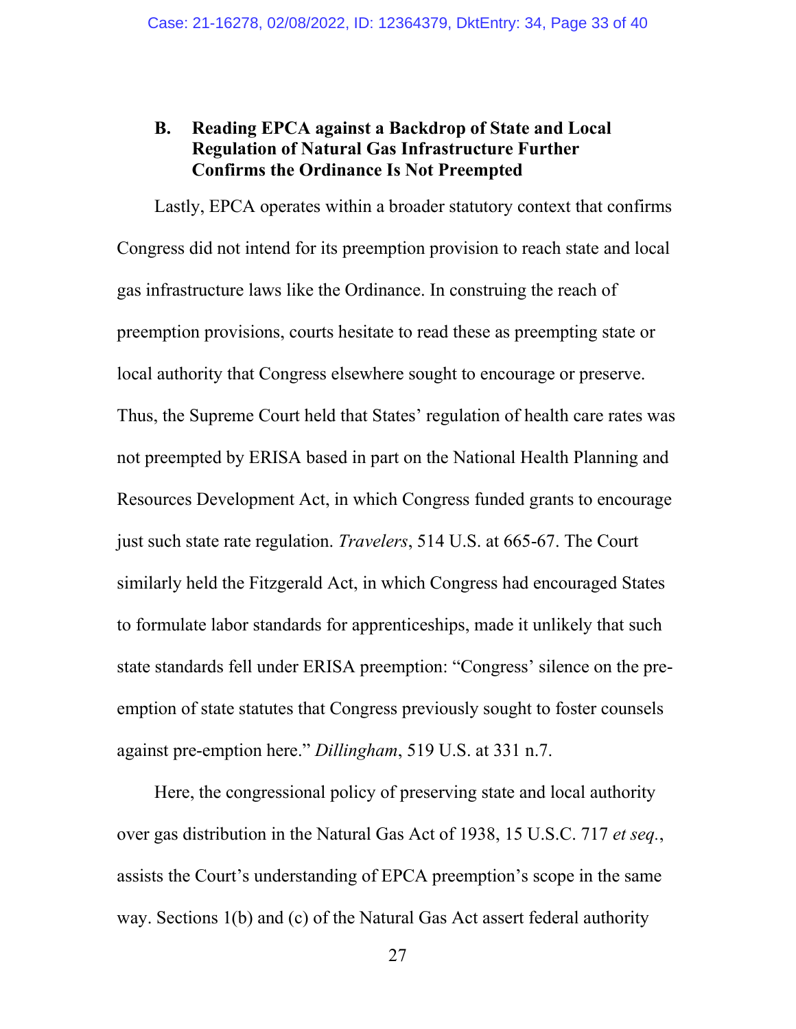### B. Reading EPCA against a Backdrop of State and Local Regulation of Natural Gas Infrastructure Further Confirms the Ordinance Is Not Preempted

Lastly, EPCA operates within a broader statutory context that confirms Congress did not intend for its preemption provision to reach state and local gas infrastructure laws like the Ordinance. In construing the reach of preemption provisions, courts hesitate to read these as preempting state or local authority that Congress elsewhere sought to encourage or preserve. Thus, the Supreme Court held that States' regulation of health care rates was not preempted by ERISA based in part on the National Health Planning and Resources Development Act, in which Congress funded grants to encourage just such state rate regulation. *Travelers*, 514 U.S. at 665-67. The Court similarly held the Fitzgerald Act, in which Congress had encouraged States to formulate labor standards for apprenticeships, made it unlikely that such state standards fell under ERISA preemption: "Congress' silence on the pre-emption of state statutes that Congress previously sought to foster counsels against pre-emption here." *Dillingham*, 519 U.S. at 331 n.7.

Here, the congressional policy of preserving state and local authority over gas distribution in the Natural Gas Act of 1938, 15 U.S.C. 717 *et seq.*, assists the Court's understanding of EPCA preemption's scope in the same way. Sections 1(b) and (c) of the Natural Gas Act assert federal authority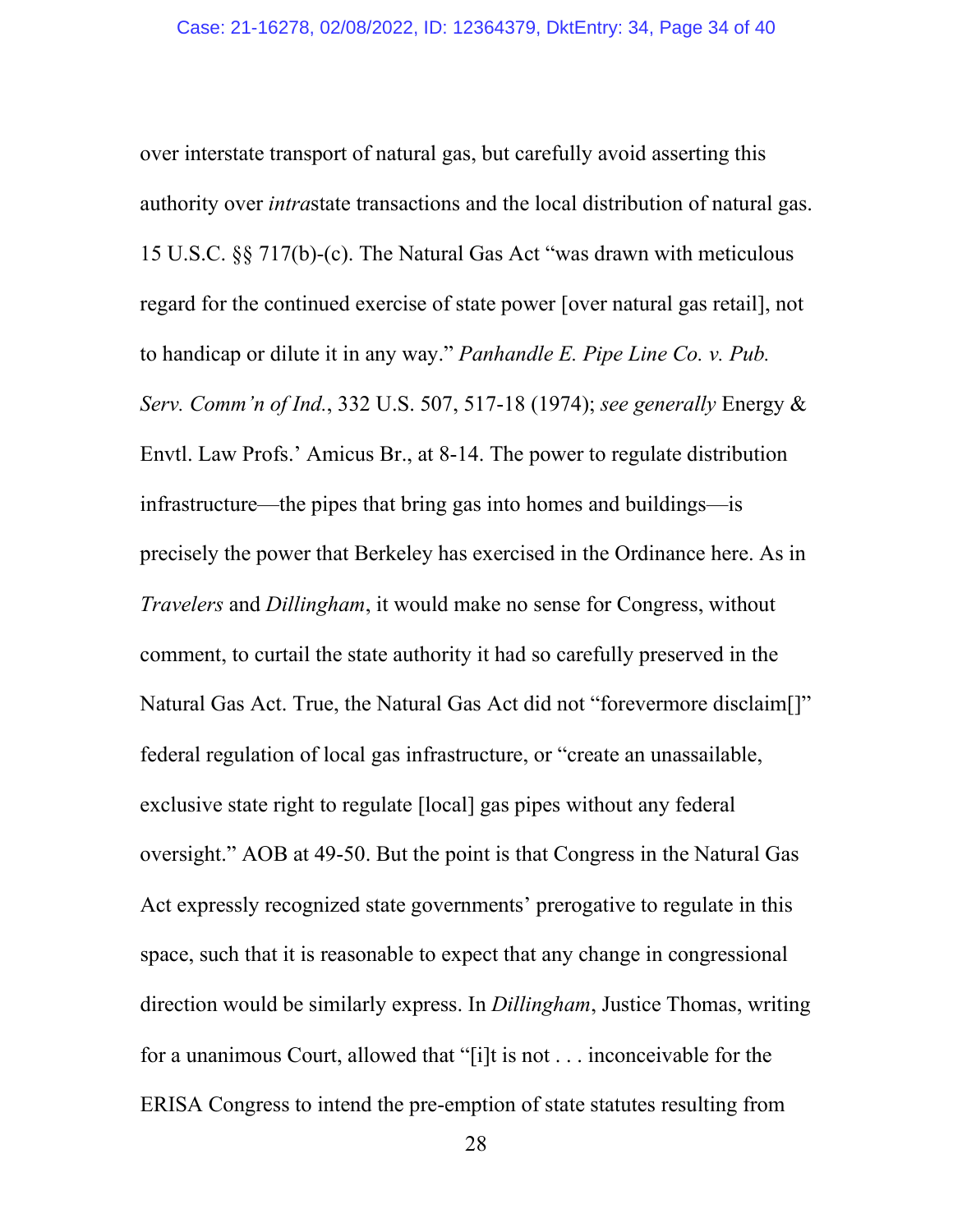over interstate transport of natural gas, but carefully avoid asserting this authority over *intra*state transactions and the local distribution of natural gas. 15 U.S.C. §§ 717(b)-(c). The Natural Gas Act "was drawn with meticulous regard for the continued exercise of state power [over natural gas retail], not to handicap or dilute it in any way." *Panhandle E. Pipe Line Co. v. Pub. Serv. Comm'n of Ind.*, 332 U.S. 507, 517-18 (1974); *see generally* Energy & Envtl. Law Profs.' Amicus Br., at 8-14. The power to regulate distribution infrastructure—the pipes that bring gas into homes and buildings—is precisely the power that Berkeley has exercised in the Ordinance here. As in *Travelers* and *Dillingham*, it would make no sense for Congress, without comment, to curtail the state authority it had so carefully preserved in the Natural Gas Act. True, the Natural Gas Act did not "forevermore disclaim[]" federal regulation of local gas infrastructure, or "create an unassailable, exclusive state right to regulate [local] gas pipes without any federal oversight." AOB at 49-50. But the point is that Congress in the Natural Gas Act expressly recognized state governments' prerogative to regulate in this space, such that it is reasonable to expect that any change in congressional direction would be similarly express. In *Dillingham*, Justice Thomas, writing for a unanimous Court, allowed that "[i]t is not . . . inconceivable for the ERISA Congress to intend the pre-emption of state statutes resulting from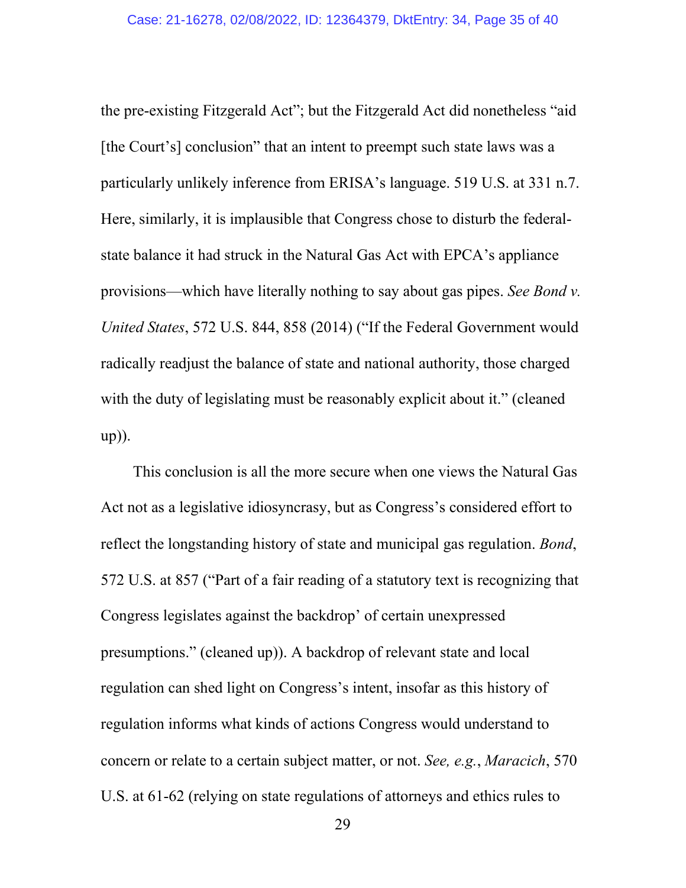the pre-existing Fitzgerald Act"; but the Fitzgerald Act did nonetheless "aid [the Court's] conclusion" that an intent to preempt such state laws was a particularly unlikely inference from ERISA's language. 519 U.S. at 331 n.7. Here, similarly, it is implausible that Congress chose to disturb the federal-state balance it had struck in the Natural Gas Act with EPCA's appliance provisions—which have literally nothing to say about gas pipes. *See Bond v. United States*, 572 U.S. 844, 858 (2014) ("If the Federal Government would radically readjust the balance of state and national authority, those charged with the duty of legislating must be reasonably explicit about it." (cleaned up)).

This conclusion is all the more secure when one views the Natural Gas Act not as a legislative idiosyncrasy, but as Congress's considered effort to reflect the longstanding history of state and municipal gas regulation. *Bond*, 572 U.S. at 857 ("Part of a fair reading of a statutory text is recognizing that Congress legislates against the backdrop' of certain unexpressed presumptions." (cleaned up)). A backdrop of relevant state and local regulation can shed light on Congress's intent, insofar as this history of regulation informs what kinds of actions Congress would understand to concern or relate to a certain subject matter, or not. *See, e.g.*, *Maracich*, 570 U.S. at 61-62 (relying on state regulations of attorneys and ethics rules to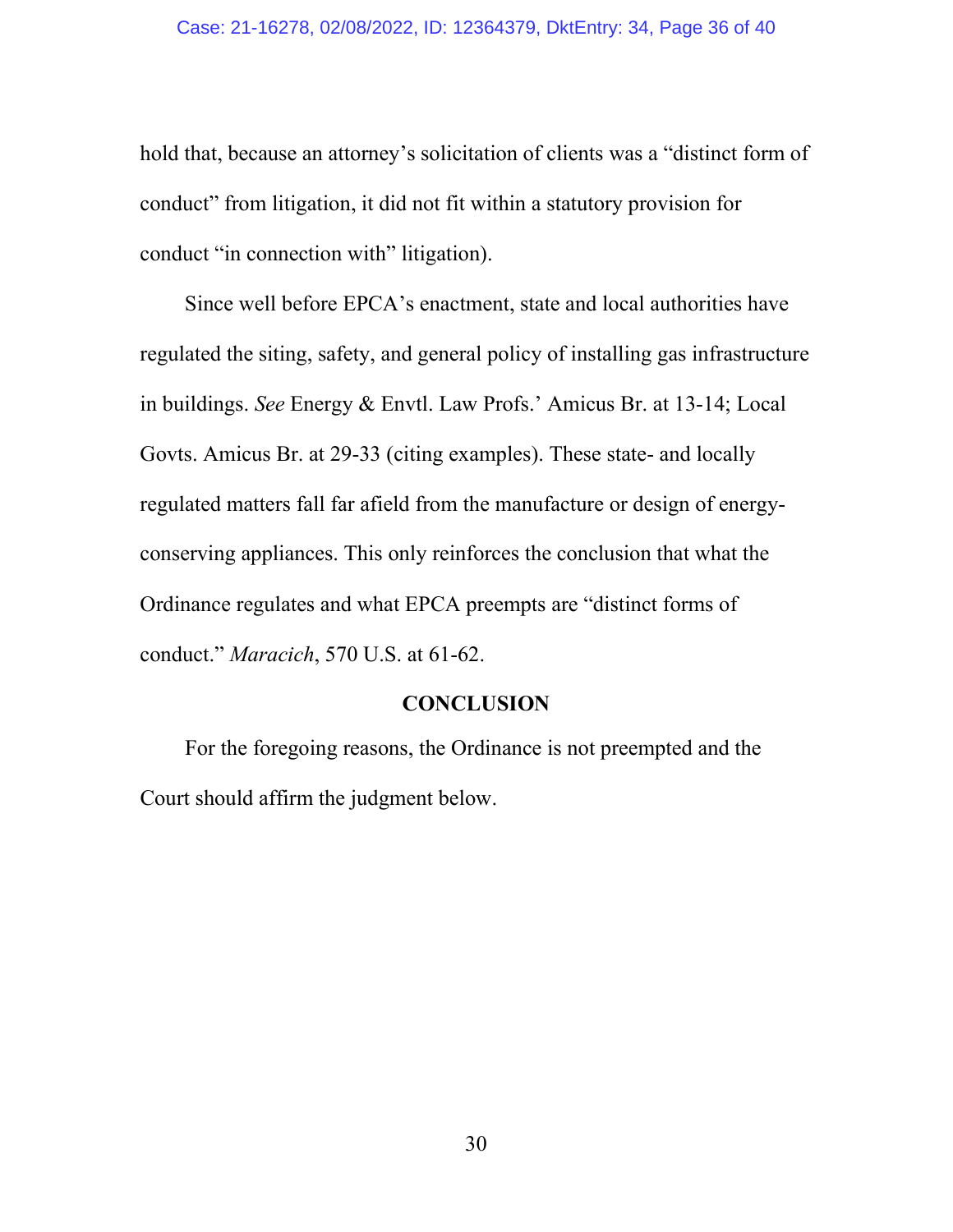hold that, because an attorney's solicitation of clients was a "distinct form of conduct" from litigation, it did not fit within a statutory provision for conduct "in connection with" litigation).

Since well before EPCA's enactment, state and local authorities have regulated the siting, safety, and general policy of installing gas infrastructure in buildings. *See* Energy & Envtl. Law Profs.' Amicus Br. at 13-14; Local Govts. Amicus Br. at 29-33 (citing examples). These state- and locally regulated matters fall far afield from the manufacture or design of energy-conserving appliances. This only reinforces the conclusion that what the Ordinance regulates and what EPCA preempts are "distinct forms of conduct." *Maracich*, 570 U.S. at 61-62.

## CONCLUSION

For the foregoing reasons, the Ordinance is not preempted and the Court should affirm the judgment below.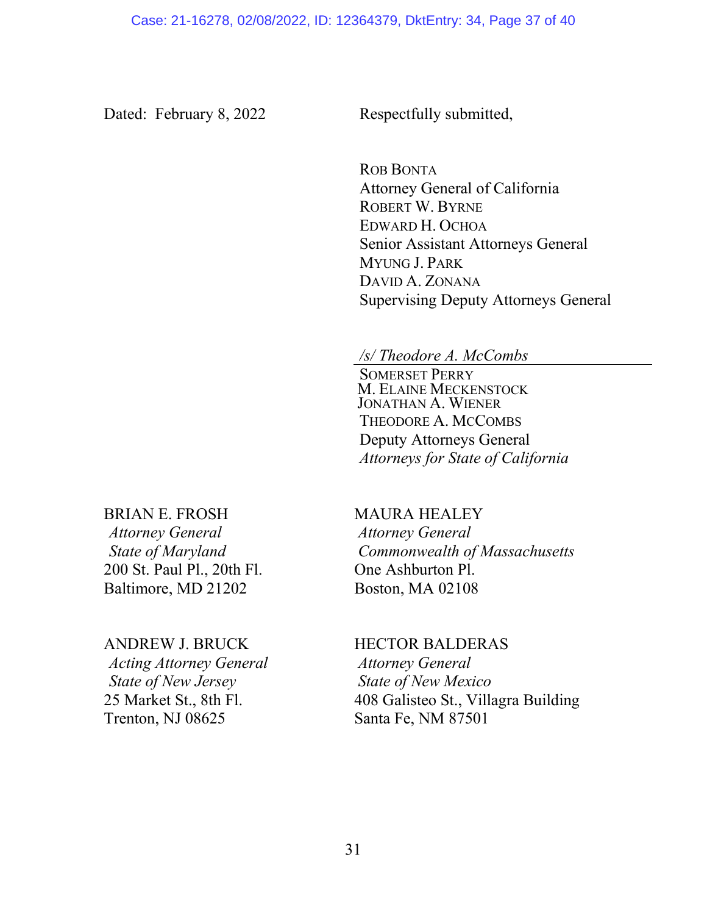Dated: February 8, 2022

Respectfully submitted,

ROB BONTA
Attorney General of California
ROBERT W. BYRNE
EDWARD H. OCHOA
Senior Assistant Attorneys General
MYUNG J. PARK
DAVID A. ZONANA
Supervising Deputy Attorneys General

*/s/ Theodore A. McCombs*
SOMERSET PERRY
M. ELAINE MECKENSTOCK
JONATHAN A. WIENER
THEODORE A. MCCOMBS
Deputy Attorneys General
*Attorneys for State of California*

BRIAN E. FROSH
*Attorney General*
*State of Maryland*
200 St. Paul Pl., 20th Fl.
Baltimore, MD 21202

MAURA HEALEY
*Attorney General*
*Commonwealth of Massachusetts*
One Ashburton Pl.
Boston, MA 02108

ANDREW J. BRUCK
*Acting Attorney General*
*State of New Jersey*
25 Market St., 8th Fl.
Trenton, NJ 08625

HECTOR BALDERAS
*Attorney General*
*State of New Mexico*
408 Galisteo St., Villagra Building
Santa Fe, NM 87501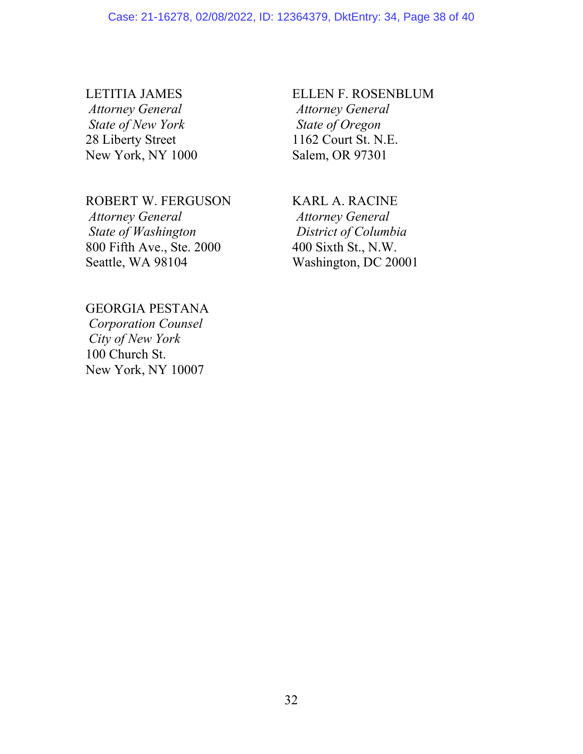LETITIA JAMES  
*Attorney General*  
*State of New York*  
28 Liberty Street  
New York, NY 1000

ELLEN F. ROSENBLUM  
*Attorney General*  
*State of Oregon*  
1162 Court St. N.E.  
Salem, OR 97301

ROBERT W. FERGUSON  
*Attorney General*  
*State of Washington*  
800 Fifth Ave., Ste. 2000  
Seattle, WA 98104

KARL A. RACINE  
*Attorney General*  
*District of Columbia*  
400 Sixth St., N.W.  
Washington, DC 20001

GEORGIA PESTANA  
*Corporation Counsel*  
*City of New York*  
100 Church St.  
New York, NY 10007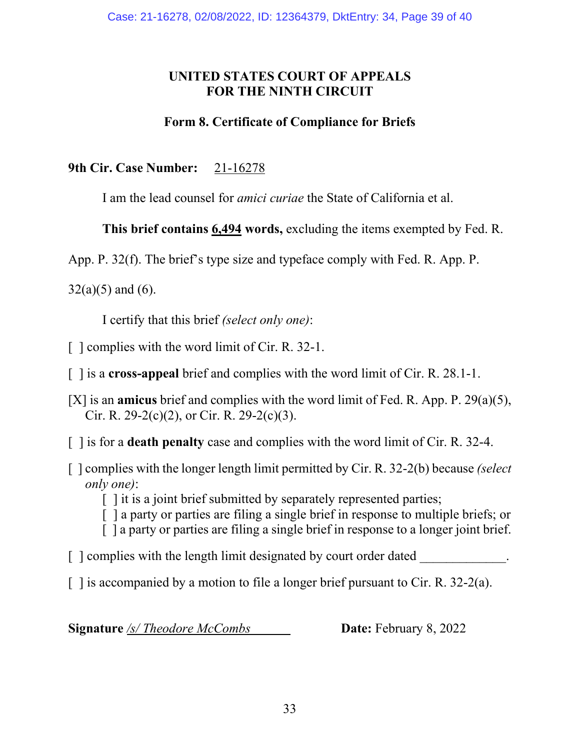**UNITED STATES COURT OF APPEALS**
**FOR THE NINTH CIRCUIT**

**Form 8. Certificate of Compliance for Briefs**

**9th Cir. Case Number:** 21-16278

I am the lead counsel for *amici curiae* the State of California et al.

**This brief contains 6,494 words,** excluding the items exempted by Fed. R. App. P. 32(f). The brief's type size and typeface comply with Fed. R. App. P. 32(a)(5) and (6).

I certify that this brief *(select only one)*:

[ ] complies with the word limit of Cir. R. 32-1.

[ ] is a **cross-appeal** brief and complies with the word limit of Cir. R. 28.1-1.

[X] is an **amicus** brief and complies with the word limit of Fed. R. App. P. 29(a)(5), Cir. R. 29-2(c)(2), or Cir. R. 29-2(c)(3).

[ ] is for a **death penalty** case and complies with the word limit of Cir. R. 32-4.

[ ] complies with the longer length limit permitted by Cir. R. 32-2(b) because *(select only one)*:
- [ ] it is a joint brief submitted by separately represented parties;
- [ ] a party or parties are filing a single brief in response to multiple briefs; or
- [ ] a party or parties are filing a single brief in response to a longer joint brief.

[ ] complies with the length limit designated by court order dated _____________.

[ ] is accompanied by a motion to file a longer brief pursuant to Cir. R. 32-2(a).

**Signature** */s/ Theodore McCombs* **Date:** February 8, 2022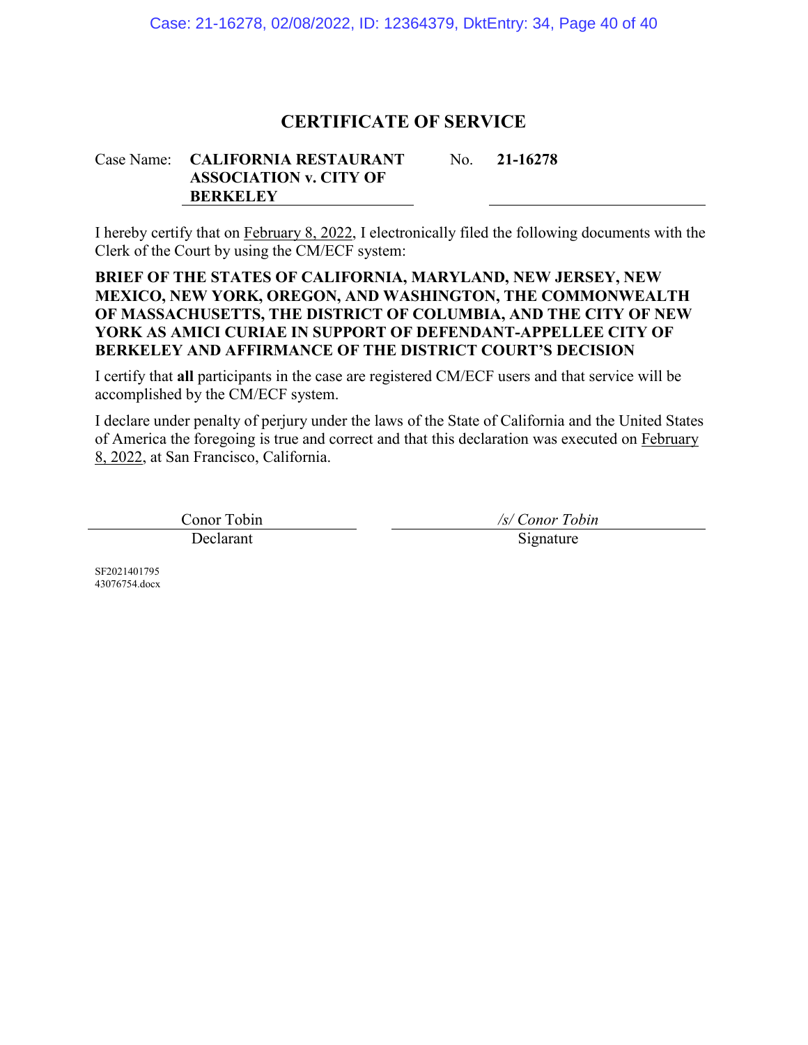# CERTIFICATE OF SERVICE

Case Name: **CALIFORNIA RESTAURANT ASSOCIATION v. CITY OF BERKELEY** No. **21-16278**

I hereby certify that on February 8, 2022, I electronically filed the following documents with the Clerk of the Court by using the CM/ECF system:

**BRIEF OF THE STATES OF CALIFORNIA, MARYLAND, NEW JERSEY, NEW MEXICO, NEW YORK, OREGON, AND WASHINGTON, THE COMMONWEALTH OF MASSACHUSETTS, THE DISTRICT OF COLUMBIA, AND THE CITY OF NEW YORK AS AMICI CURIAE IN SUPPORT OF DEFENDANT-APPELLEE CITY OF BERKELEY AND AFFIRMANCE OF THE DISTRICT COURT'S DECISION**

I certify that **all** participants in the case are registered CM/ECF users and that service will be accomplished by the CM/ECF system.

I declare under penalty of perjury under the laws of the State of California and the United States of America the foregoing is true and correct and that this declaration was executed on February 8, 2022, at San Francisco, California.

| | |
|---|---|
| Conor Tobin | */s/ Conor Tobin* |
| Declarant | Signature |

SF2021401795
43076754.docx